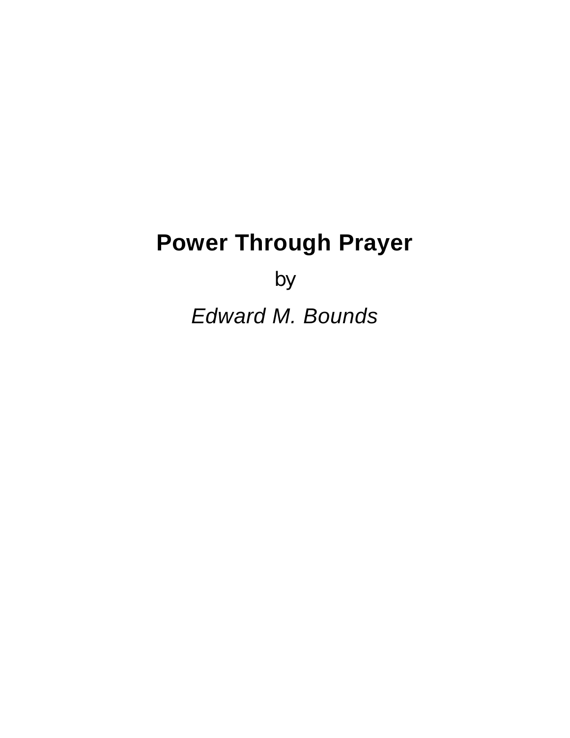# Power Through Prayer

by

*Edward M. Bounds*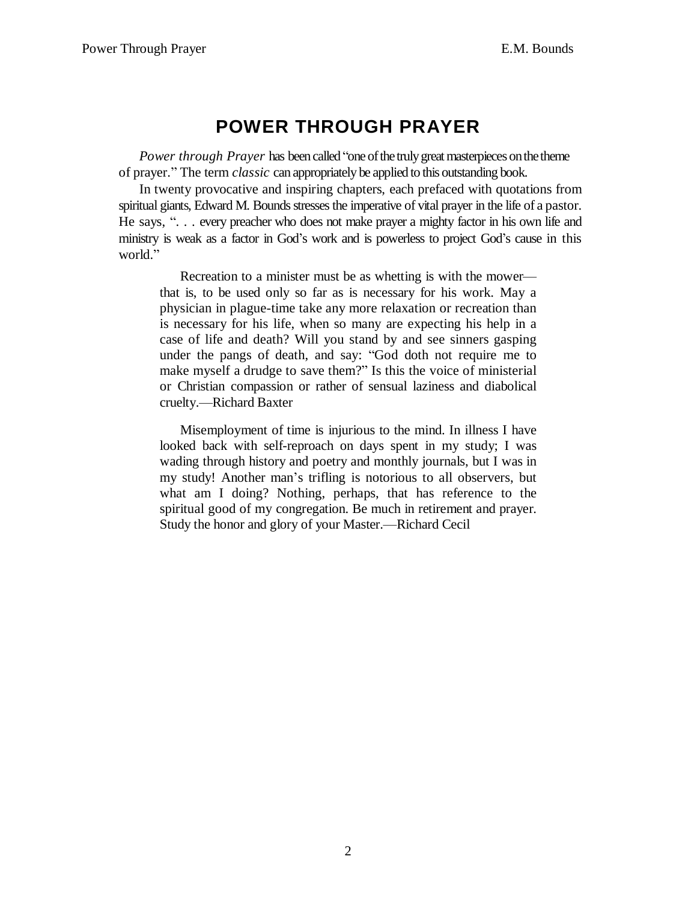# POWER THROUGH PRAYER

*Power through Prayer* has been called "one of the truly great masterpieces on the theme of prayer." The term *classic* can appropriately be applied to this outstanding book.

In twenty provocative and inspiring chapters, each prefaced with quotations from spiritual giants, Edward M. Bounds stresses the imperative of vital prayer in the life of a pastor. He says, ". . . every preacher who does not make prayer a mighty factor in his own life and ministry is weak as a factor in God's work and is powerless to project God's cause in this world."

> Recreation to a minister must be as whetting is with the mower—that is, to be used only so far as is necessary for his work. May a physician in plague-time take any more relaxation or recreation than is necessary for his life, when so many are expecting his help in a case of life and death? Will you stand by and see sinners gasping under the pangs of death, and say: "God doth not require me to make myself a drudge to save them?" Is this the voice of ministerial or Christian compassion or rather of sensual laziness and diabolical cruelty.—Richard Baxter

> Misemployment of time is injurious to the mind. In illness I have looked back with self-reproach on days spent in my study; I was wading through history and poetry and monthly journals, but I was in my study! Another man's trifling is notorious to all observers, but what am I doing? Nothing, perhaps, that has reference to the spiritual good of my congregation. Be much in retirement and prayer. Study the honor and glory of your Master.—Richard Cecil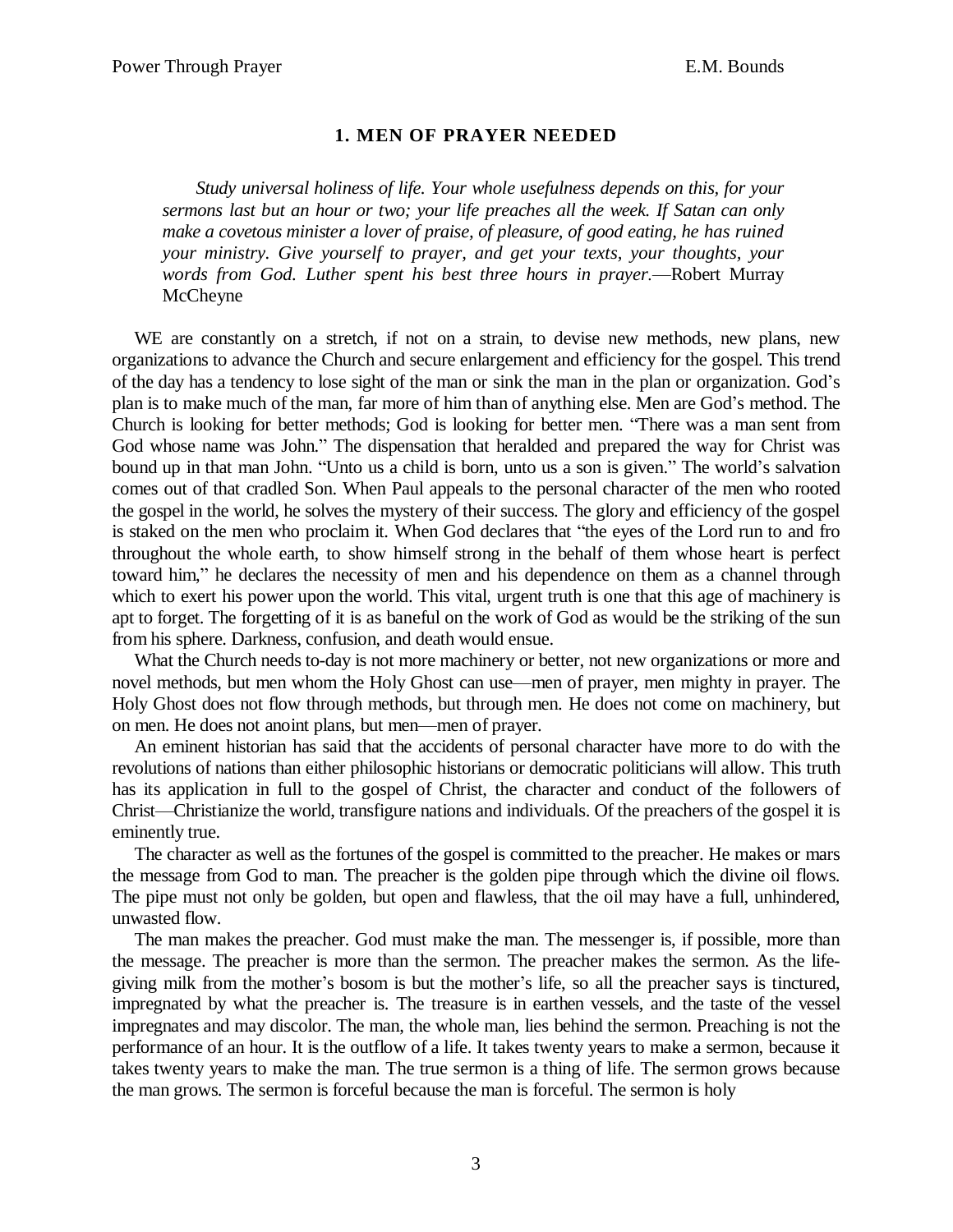## 1. MEN OF PRAYER NEEDED

> *Study universal holiness of life. Your whole usefulness depends on this, for your sermons last but an hour or two; your life preaches all the week. If Satan can only make a covetous minister a lover of praise, of pleasure, of good eating, he has ruined your ministry. Give yourself to prayer, and get your texts, your thoughts, your words from God. Luther spent his best three hours in prayer.*—Robert Murray McCheyne

WE are constantly on a stretch, if not on a strain, to devise new methods, new plans, new organizations to advance the Church and secure enlargement and efficiency for the gospel. This trend of the day has a tendency to lose sight of the man or sink the man in the plan or organization. God's plan is to make much of the man, far more of him than of anything else. Men are God's method. The Church is looking for better methods; God is looking for better men. "There was a man sent from God whose name was John." The dispensation that heralded and prepared the way for Christ was bound up in that man John. "Unto us a child is born, unto us a son is given." The world's salvation comes out of that cradled Son. When Paul appeals to the personal character of the men who rooted the gospel in the world, he solves the mystery of their success. The glory and efficiency of the gospel is staked on the men who proclaim it. When God declares that "the eyes of the Lord run to and fro throughout the whole earth, to show himself strong in the behalf of them whose heart is perfect toward him," he declares the necessity of men and his dependence on them as a channel through which to exert his power upon the world. This vital, urgent truth is one that this age of machinery is apt to forget. The forgetting of it is as baneful on the work of God as would be the striking of the sun from his sphere. Darkness, confusion, and death would ensue.

What the Church needs to-day is not more machinery or better, not new organizations or more and novel methods, but men whom the Holy Ghost can use—men of prayer, men mighty in prayer. The Holy Ghost does not flow through methods, but through men. He does not come on machinery, but on men. He does not anoint plans, but men—men of prayer.

An eminent historian has said that the accidents of personal character have more to do with the revolutions of nations than either philosophic historians or democratic politicians will allow. This truth has its application in full to the gospel of Christ, the character and conduct of the followers of Christ—Christianize the world, transfigure nations and individuals. Of the preachers of the gospel it is eminently true.

The character as well as the fortunes of the gospel is committed to the preacher. He makes or mars the message from God to man. The preacher is the golden pipe through which the divine oil flows. The pipe must not only be golden, but open and flawless, that the oil may have a full, unhindered, unwasted flow.

The man makes the preacher. God must make the man. The messenger is, if possible, more than the message. The preacher is more than the sermon. The preacher makes the sermon. As the life-giving milk from the mother's bosom is but the mother's life, so all the preacher says is tinctured, impregnated by what the preacher is. The treasure is in earthen vessels, and the taste of the vessel impregnates and may discolor. The man, the whole man, lies behind the sermon. Preaching is not the performance of an hour. It is the outflow of a life. It takes twenty years to make a sermon, because it takes twenty years to make the man. The true sermon is a thing of life. The sermon grows because the man grows. The sermon is forceful because the man is forceful. The sermon is holy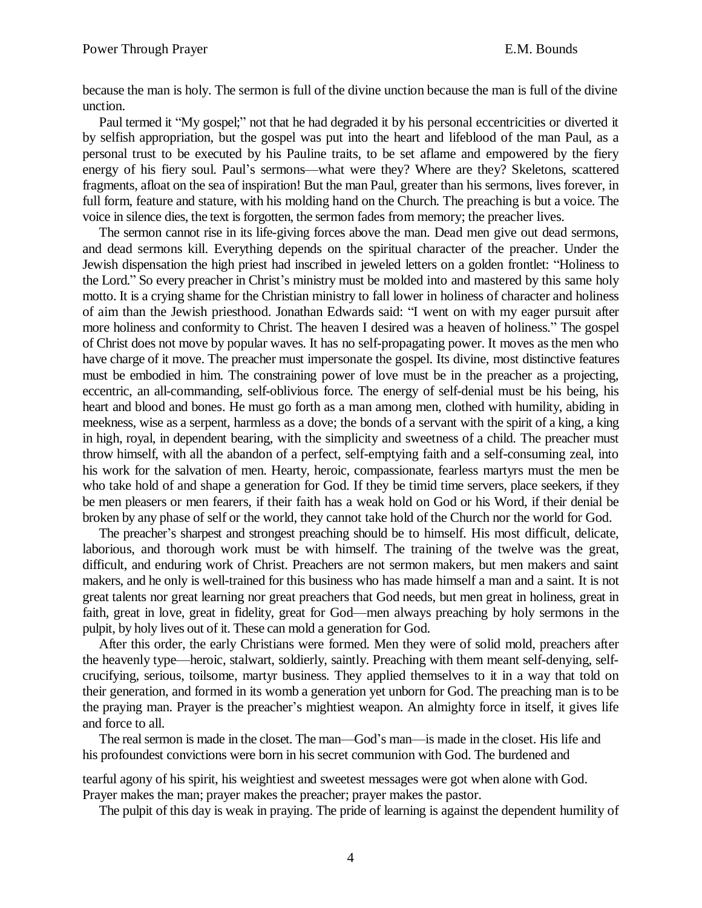because the man is holy. The sermon is full of the divine unction because the man is full of the divine unction.

Paul termed it "My gospel;" not that he had degraded it by his personal eccentricities or diverted it by selfish appropriation, but the gospel was put into the heart and lifeblood of the man Paul, as a personal trust to be executed by his Pauline traits, to be set aflame and empowered by the fiery energy of his fiery soul. Paul's sermons—what were they? Where are they? Skeletons, scattered fragments, afloat on the sea of inspiration! But the man Paul, greater than his sermons, lives forever, in full form, feature and stature, with his molding hand on the Church. The preaching is but a voice. The voice in silence dies, the text is forgotten, the sermon fades from memory; the preacher lives.

The sermon cannot rise in its life-giving forces above the man. Dead men give out dead sermons, and dead sermons kill. Everything depends on the spiritual character of the preacher. Under the Jewish dispensation the high priest had inscribed in jeweled letters on a golden frontlet: "Holiness to the Lord." So every preacher in Christ's ministry must be molded into and mastered by this same holy motto. It is a crying shame for the Christian ministry to fall lower in holiness of character and holiness of aim than the Jewish priesthood. Jonathan Edwards said: "I went on with my eager pursuit after more holiness and conformity to Christ. The heaven I desired was a heaven of holiness." The gospel of Christ does not move by popular waves. It has no self-propagating power. It moves as the men who have charge of it move. The preacher must impersonate the gospel. Its divine, most distinctive features must be embodied in him. The constraining power of love must be in the preacher as a projecting, eccentric, an all-commanding, self-oblivious force. The energy of self-denial must be his being, his heart and blood and bones. He must go forth as a man among men, clothed with humility, abiding in meekness, wise as a serpent, harmless as a dove; the bonds of a servant with the spirit of a king, a king in high, royal, in dependent bearing, with the simplicity and sweetness of a child. The preacher must throw himself, with all the abandon of a perfect, self-emptying faith and a self-consuming zeal, into his work for the salvation of men. Hearty, heroic, compassionate, fearless martyrs must the men be who take hold of and shape a generation for God. If they be timid time servers, place seekers, if they be men pleasers or men fearers, if their faith has a weak hold on God or his Word, if their denial be broken by any phase of self or the world, they cannot take hold of the Church nor the world for God.

The preacher's sharpest and strongest preaching should be to himself. His most difficult, delicate, laborious, and thorough work must be with himself. The training of the twelve was the great, difficult, and enduring work of Christ. Preachers are not sermon makers, but men makers and saint makers, and he only is well-trained for this business who has made himself a man and a saint. It is not great talents nor great learning nor great preachers that God needs, but men great in holiness, great in faith, great in love, great in fidelity, great for God—men always preaching by holy sermons in the pulpit, by holy lives out of it. These can mold a generation for God.

After this order, the early Christians were formed. Men they were of solid mold, preachers after the heavenly type—heroic, stalwart, soldierly, saintly. Preaching with them meant self-denying, self-crucifying, serious, toilsome, martyr business. They applied themselves to it in a way that told on their generation, and formed in its womb a generation yet unborn for God. The preaching man is to be the praying man. Prayer is the preacher's mightiest weapon. An almighty force in itself, it gives life and force to all.

The real sermon is made in the closet. The man—God's man—is made in the closet. His life and his profoundest convictions were born in his secret communion with God. The burdened and tearful agony of his spirit, his weightiest and sweetest messages were got when alone with God. Prayer makes the man; prayer makes the preacher; prayer makes the pastor.

The pulpit of this day is weak in praying. The pride of learning is against the dependent humility of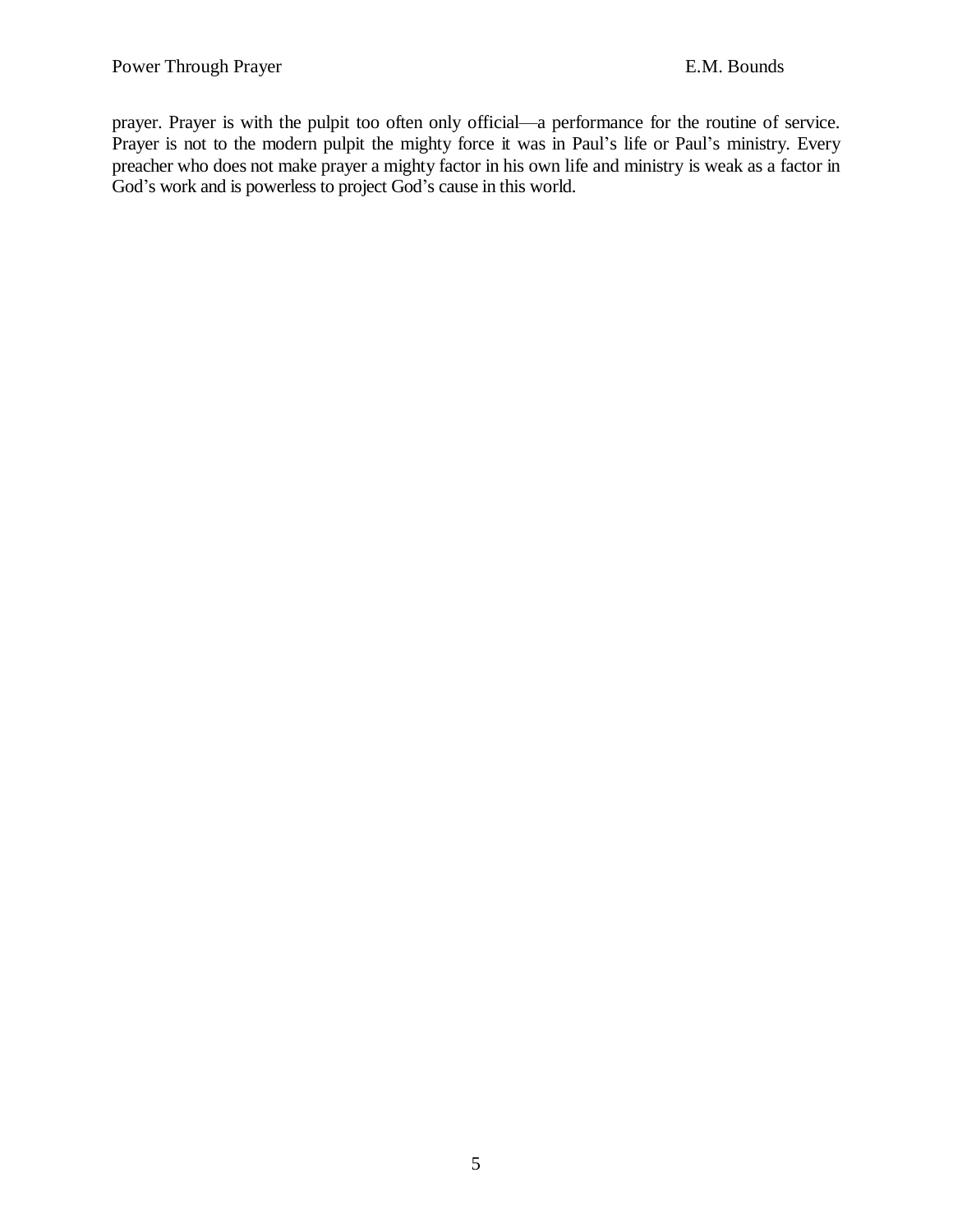prayer. Prayer is with the pulpit too often only official—a performance for the routine of service. Prayer is not to the modern pulpit the mighty force it was in Paul's life or Paul's ministry. Every preacher who does not make prayer a mighty factor in his own life and ministry is weak as a factor in God's work and is powerless to project God's cause in this world.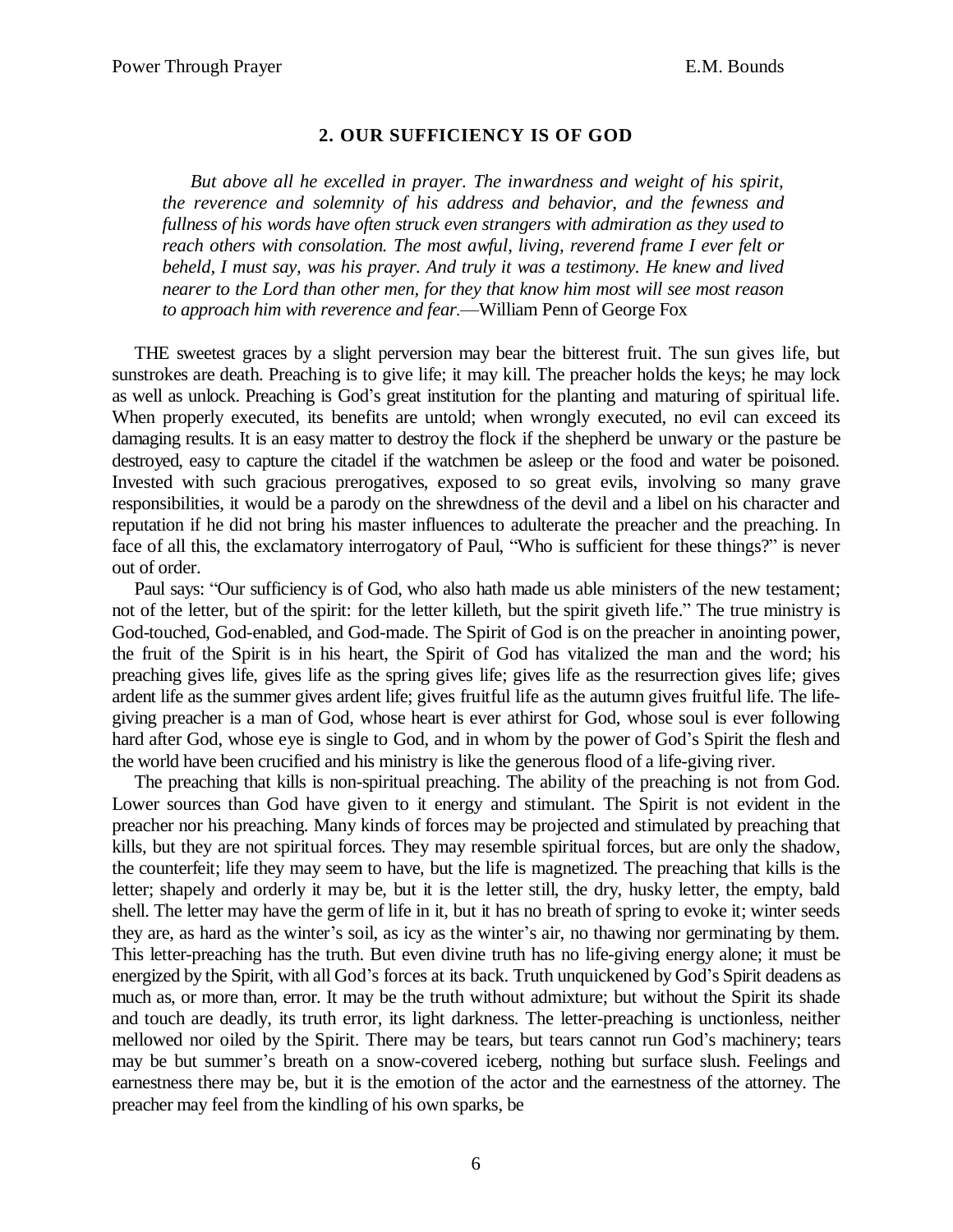## 2. OUR SUFFICIENCY IS OF GOD

> *But above all he excelled in prayer. The inwardness and weight of his spirit, the reverence and solemnity of his address and behavior, and the fewness and fullness of his words have often struck even strangers with admiration as they used to reach others with consolation. The most awful, living, reverend frame I ever felt or beheld, I must say, was his prayer. And truly it was a testimony. He knew and lived nearer to the Lord than other men, for they that know him most will see most reason to approach him with reverence and fear.*—William Penn of George Fox

THE sweetest graces by a slight perversion may bear the bitterest fruit. The sun gives life, but sunstrokes are death. Preaching is to give life; it may kill. The preacher holds the keys; he may lock as well as unlock. Preaching is God's great institution for the planting and maturing of spiritual life. When properly executed, its benefits are untold; when wrongly executed, no evil can exceed its damaging results. It is an easy matter to destroy the flock if the shepherd be unwary or the pasture be destroyed, easy to capture the citadel if the watchmen be asleep or the food and water be poisoned. Invested with such gracious prerogatives, exposed to so great evils, involving so many grave responsibilities, it would be a parody on the shrewdness of the devil and a libel on his character and reputation if he did not bring his master influences to adulterate the preacher and the preaching. In face of all this, the exclamatory interrogatory of Paul, "Who is sufficient for these things?" is never out of order.

Paul says: "Our sufficiency is of God, who also hath made us able ministers of the new testament; not of the letter, but of the spirit: for the letter killeth, but the spirit giveth life." The true ministry is God-touched, God-enabled, and God-made. The Spirit of God is on the preacher in anointing power, the fruit of the Spirit is in his heart, the Spirit of God has vitalized the man and the word; his preaching gives life, gives life as the spring gives life; gives life as the resurrection gives life; gives ardent life as the summer gives ardent life; gives fruitful life as the autumn gives fruitful life. The life-giving preacher is a man of God, whose heart is ever athirst for God, whose soul is ever following hard after God, whose eye is single to God, and in whom by the power of God's Spirit the flesh and the world have been crucified and his ministry is like the generous flood of a life-giving river.

The preaching that kills is non-spiritual preaching. The ability of the preaching is not from God. Lower sources than God have given to it energy and stimulant. The Spirit is not evident in the preacher nor his preaching. Many kinds of forces may be projected and stimulated by preaching that kills, but they are not spiritual forces. They may resemble spiritual forces, but are only the shadow, the counterfeit; life they may seem to have, but the life is magnetized. The preaching that kills is the letter; shapely and orderly it may be, but it is the letter still, the dry, husky letter, the empty, bald shell. The letter may have the germ of life in it, but it has no breath of spring to evoke it; winter seeds they are, as hard as the winter's soil, as icy as the winter's air, no thawing nor germinating by them. This letter-preaching has the truth. But even divine truth has no life-giving energy alone; it must be energized by the Spirit, with all God's forces at its back. Truth unquickened by God's Spirit deadens as much as, or more than, error. It may be the truth without admixture; but without the Spirit its shade and touch are deadly, its truth error, its light darkness. The letter-preaching is unctionless, neither mellowed nor oiled by the Spirit. There may be tears, but tears cannot run God's machinery; tears may be but summer's breath on a snow-covered iceberg, nothing but surface slush. Feelings and earnestness there may be, but it is the emotion of the actor and the earnestness of the attorney. The preacher may feel from the kindling of his own sparks, be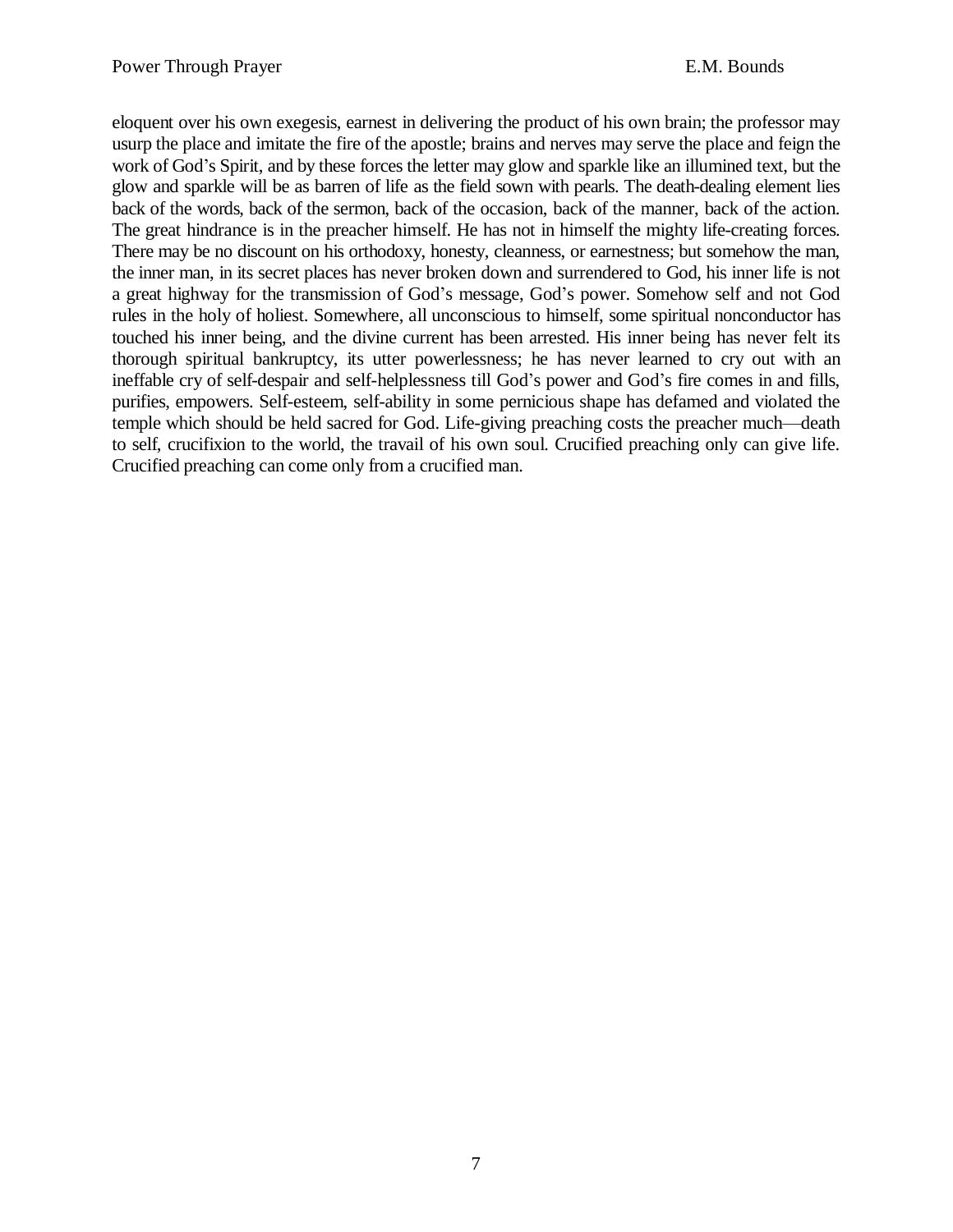eloquent over his own exegesis, earnest in delivering the product of his own brain; the professor may usurp the place and imitate the fire of the apostle; brains and nerves may serve the place and feign the work of God's Spirit, and by these forces the letter may glow and sparkle like an illumined text, but the glow and sparkle will be as barren of life as the field sown with pearls. The death-dealing element lies back of the words, back of the sermon, back of the occasion, back of the manner, back of the action. The great hindrance is in the preacher himself. He has not in himself the mighty life-creating forces. There may be no discount on his orthodoxy, honesty, cleanness, or earnestness; but somehow the man, the inner man, in its secret places has never broken down and surrendered to God, his inner life is not a great highway for the transmission of God's message, God's power. Somehow self and not God rules in the holy of holiest. Somewhere, all unconscious to himself, some spiritual nonconductor has touched his inner being, and the divine current has been arrested. His inner being has never felt its thorough spiritual bankruptcy, its utter powerlessness; he has never learned to cry out with an ineffable cry of self-despair and self-helplessness till God's power and God's fire comes in and fills, purifies, empowers. Self-esteem, self-ability in some pernicious shape has defamed and violated the temple which should be held sacred for God. Life-giving preaching costs the preacher much—death to self, crucifixion to the world, the travail of his own soul. Crucified preaching only can give life. Crucified preaching can come only from a crucified man.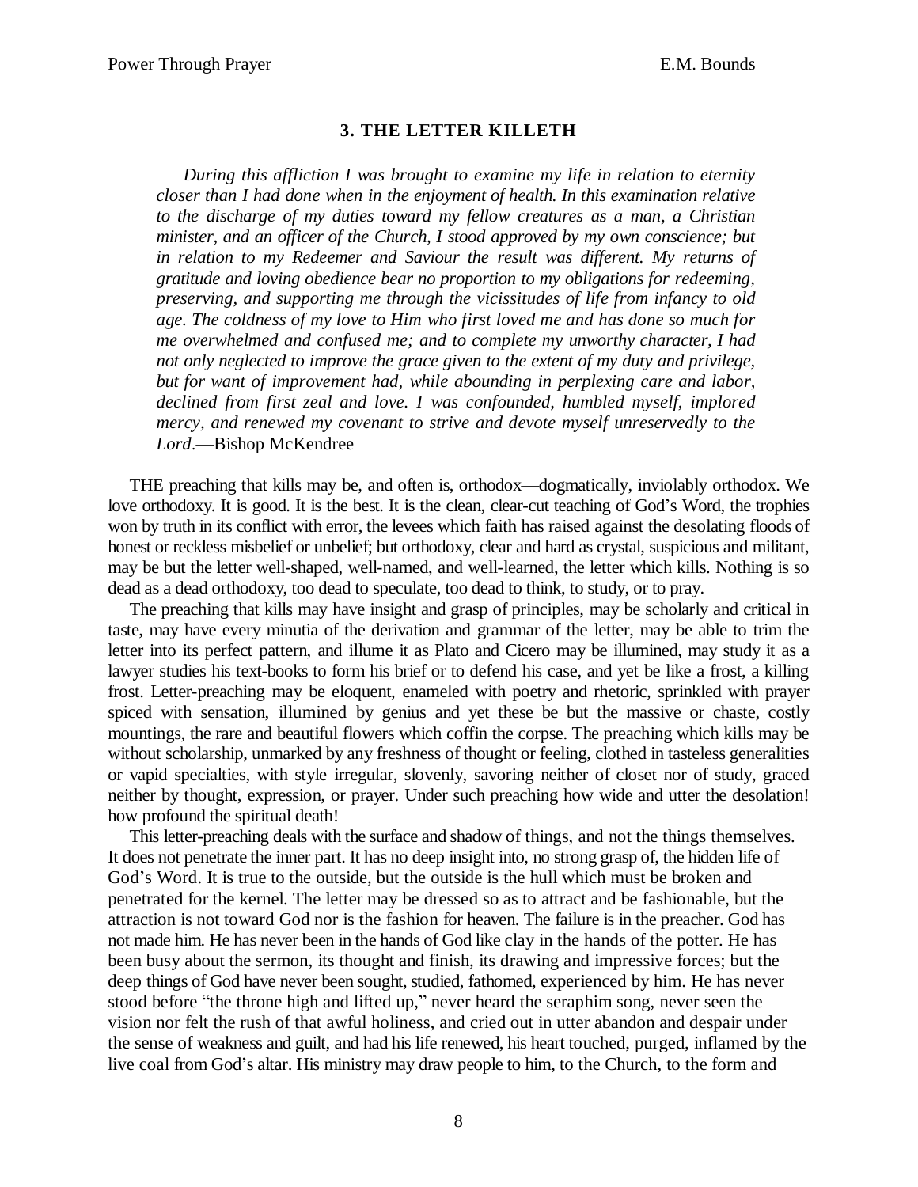## 3. THE LETTER KILLETH

*During this affliction I was brought to examine my life in relation to eternity closer than I had done when in the enjoyment of health. In this examination relative to the discharge of my duties toward my fellow creatures as a man, a Christian minister, and an officer of the Church, I stood approved by my own conscience; but in relation to my Redeemer and Saviour the result was different. My returns of gratitude and loving obedience bear no proportion to my obligations for redeeming, preserving, and supporting me through the vicissitudes of life from infancy to old age. The coldness of my love to Him who first loved me and has done so much for me overwhelmed and confused me; and to complete my unworthy character, I had not only neglected to improve the grace given to the extent of my duty and privilege, but for want of improvement had, while abounding in perplexing care and labor, declined from first zeal and love. I was confounded, humbled myself, implored mercy, and renewed my covenant to strive and devote myself unreservedly to the Lord*.—Bishop McKendree

THE preaching that kills may be, and often is, orthodox—dogmatically, inviolably orthodox. We love orthodoxy. It is good. It is the best. It is the clean, clear-cut teaching of God's Word, the trophies won by truth in its conflict with error, the levees which faith has raised against the desolating floods of honest or reckless misbelief or unbelief; but orthodoxy, clear and hard as crystal, suspicious and militant, may be but the letter well-shaped, well-named, and well-learned, the letter which kills. Nothing is so dead as a dead orthodoxy, too dead to speculate, too dead to think, to study, or to pray.

The preaching that kills may have insight and grasp of principles, may be scholarly and critical in taste, may have every minutia of the derivation and grammar of the letter, may be able to trim the letter into its perfect pattern, and illume it as Plato and Cicero may be illumined, may study it as a lawyer studies his text-books to form his brief or to defend his case, and yet be like a frost, a killing frost. Letter-preaching may be eloquent, enameled with poetry and rhetoric, sprinkled with prayer spiced with sensation, illumined by genius and yet these be but the massive or chaste, costly mountings, the rare and beautiful flowers which coffin the corpse. The preaching which kills may be without scholarship, unmarked by any freshness of thought or feeling, clothed in tasteless generalities or vapid specialties, with style irregular, slovenly, savoring neither of closet nor of study, graced neither by thought, expression, or prayer. Under such preaching how wide and utter the desolation! how profound the spiritual death!

This letter-preaching deals with the surface and shadow of things, and not the things themselves. It does not penetrate the inner part. It has no deep insight into, no strong grasp of, the hidden life of God's Word. It is true to the outside, but the outside is the hull which must be broken and penetrated for the kernel. The letter may be dressed so as to attract and be fashionable, but the attraction is not toward God nor is the fashion for heaven. The failure is in the preacher. God has not made him. He has never been in the hands of God like clay in the hands of the potter. He has been busy about the sermon, its thought and finish, its drawing and impressive forces; but the deep things of God have never been sought, studied, fathomed, experienced by him. He has never stood before "the throne high and lifted up," never heard the seraphim song, never seen the vision nor felt the rush of that awful holiness, and cried out in utter abandon and despair under the sense of weakness and guilt, and had his life renewed, his heart touched, purged, inflamed by the live coal from God's altar. His ministry may draw people to him, to the Church, to the form and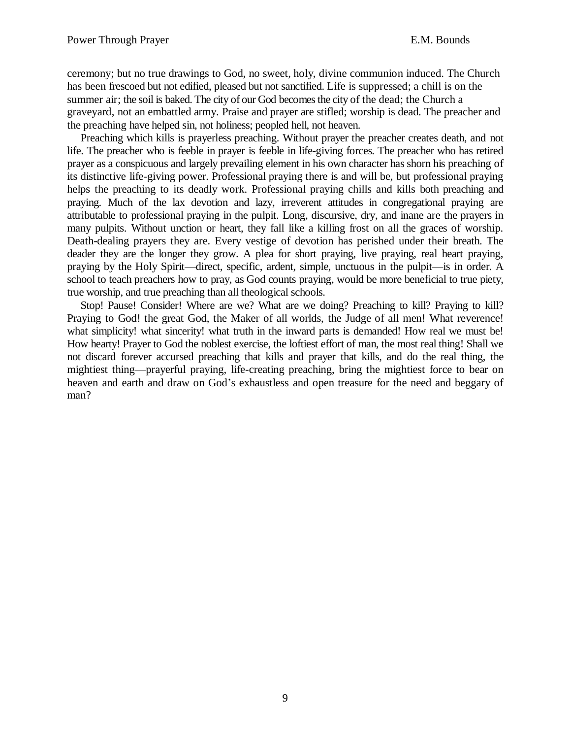ceremony; but no true drawings to God, no sweet, holy, divine communion induced. The Church has been frescoed but not edified, pleased but not sanctified. Life is suppressed; a chill is on the summer air; the soil is baked. The city of our God becomes the city of the dead; the Church a graveyard, not an embattled army. Praise and prayer are stifled; worship is dead. The preacher and the preaching have helped sin, not holiness; peopled hell, not heaven.

Preaching which kills is prayerless preaching. Without prayer the preacher creates death, and not life. The preacher who is feeble in prayer is feeble in life-giving forces. The preacher who has retired prayer as a conspicuous and largely prevailing element in his own character has shorn his preaching of its distinctive life-giving power. Professional praying there is and will be, but professional praying helps the preaching to its deadly work. Professional praying chills and kills both preaching and praying. Much of the lax devotion and lazy, irreverent attitudes in congregational praying are attributable to professional praying in the pulpit. Long, discursive, dry, and inane are the prayers in many pulpits. Without unction or heart, they fall like a killing frost on all the graces of worship. Death-dealing prayers they are. Every vestige of devotion has perished under their breath. The deader they are the longer they grow. A plea for short praying, live praying, real heart praying, praying by the Holy Spirit—direct, specific, ardent, simple, unctuous in the pulpit—is in order. A school to teach preachers how to pray, as God counts praying, would be more beneficial to true piety, true worship, and true preaching than all theological schools.

Stop! Pause! Consider! Where are we? What are we doing? Preaching to kill? Praying to kill? Praying to God! the great God, the Maker of all worlds, the Judge of all men! What reverence! what simplicity! what sincerity! what truth in the inward parts is demanded! How real we must be! How hearty! Prayer to God the noblest exercise, the loftiest effort of man, the most real thing! Shall we not discard forever accursed preaching that kills and prayer that kills, and do the real thing, the mightiest thing—prayerful praying, life-creating preaching, bring the mightiest force to bear on heaven and earth and draw on God's exhaustless and open treasure for the need and beggary of man?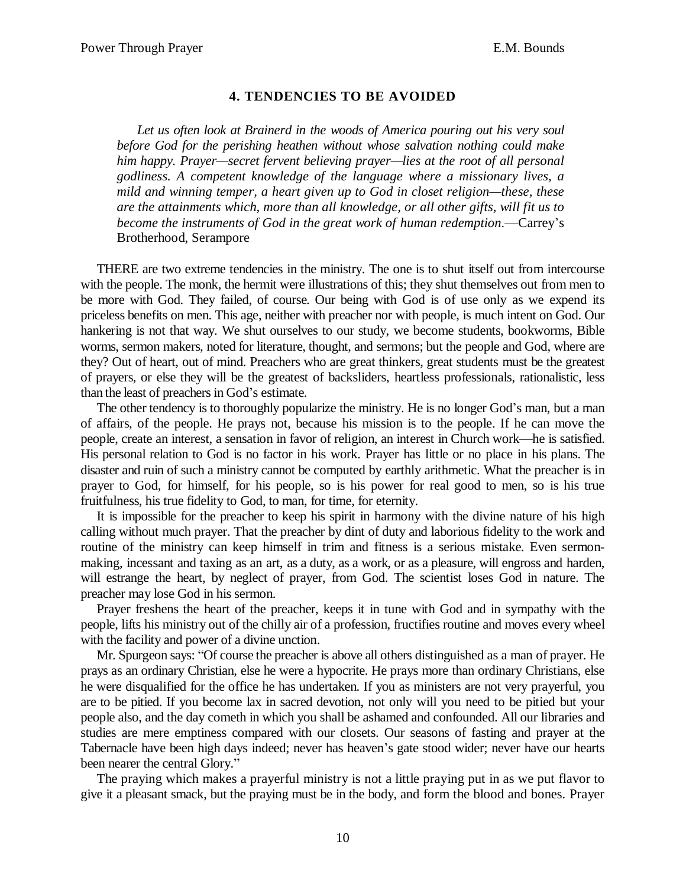## 4. TENDENCIES TO BE AVOIDED

> *Let us often look at Brainerd in the woods of America pouring out his very soul before God for the perishing heathen without whose salvation nothing could make him happy. Prayer—secret fervent believing prayer—lies at the root of all personal godliness. A competent knowledge of the language where a missionary lives, a mild and winning temper, a heart given up to God in closet religion—these, these are the attainments which, more than all knowledge, or all other gifts, will fit us to become the instruments of God in the great work of human redemption.*—Carrey's Brotherhood, Serampore

THERE are two extreme tendencies in the ministry. The one is to shut itself out from intercourse with the people. The monk, the hermit were illustrations of this; they shut themselves out from men to be more with God. They failed, of course. Our being with God is of use only as we expend its priceless benefits on men. This age, neither with preacher nor with people, is much intent on God. Our hankering is not that way. We shut ourselves to our study, we become students, bookworms, Bible worms, sermon makers, noted for literature, thought, and sermons; but the people and God, where are they? Out of heart, out of mind. Preachers who are great thinkers, great students must be the greatest of prayers, or else they will be the greatest of backsliders, heartless professionals, rationalistic, less than the least of preachers in God's estimate.

The other tendency is to thoroughly popularize the ministry. He is no longer God's man, but a man of affairs, of the people. He prays not, because his mission is to the people. If he can move the people, create an interest, a sensation in favor of religion, an interest in Church work—he is satisfied. His personal relation to God is no factor in his work. Prayer has little or no place in his plans. The disaster and ruin of such a ministry cannot be computed by earthly arithmetic. What the preacher is in prayer to God, for himself, for his people, so is his power for real good to men, so is his true fruitfulness, his true fidelity to God, to man, for time, for eternity.

It is impossible for the preacher to keep his spirit in harmony with the divine nature of his high calling without much prayer. That the preacher by dint of duty and laborious fidelity to the work and routine of the ministry can keep himself in trim and fitness is a serious mistake. Even sermon-making, incessant and taxing as an art, as a duty, as a work, or as a pleasure, will engross and harden, will estrange the heart, by neglect of prayer, from God. The scientist loses God in nature. The preacher may lose God in his sermon.

Prayer freshens the heart of the preacher, keeps it in tune with God and in sympathy with the people, lifts his ministry out of the chilly air of a profession, fructifies routine and moves every wheel with the facility and power of a divine unction.

Mr. Spurgeon says: "Of course the preacher is above all others distinguished as a man of prayer. He prays as an ordinary Christian, else he were a hypocrite. He prays more than ordinary Christians, else he were disqualified for the office he has undertaken. If you as ministers are not very prayerful, you are to be pitied. If you become lax in sacred devotion, not only will you need to be pitied but your people also, and the day cometh in which you shall be ashamed and confounded. All our libraries and studies are mere emptiness compared with our closets. Our seasons of fasting and prayer at the Tabernacle have been high days indeed; never has heaven's gate stood wider; never have our hearts been nearer the central Glory."

The praying which makes a prayerful ministry is not a little praying put in as we put flavor to give it a pleasant smack, but the praying must be in the body, and form the blood and bones. Prayer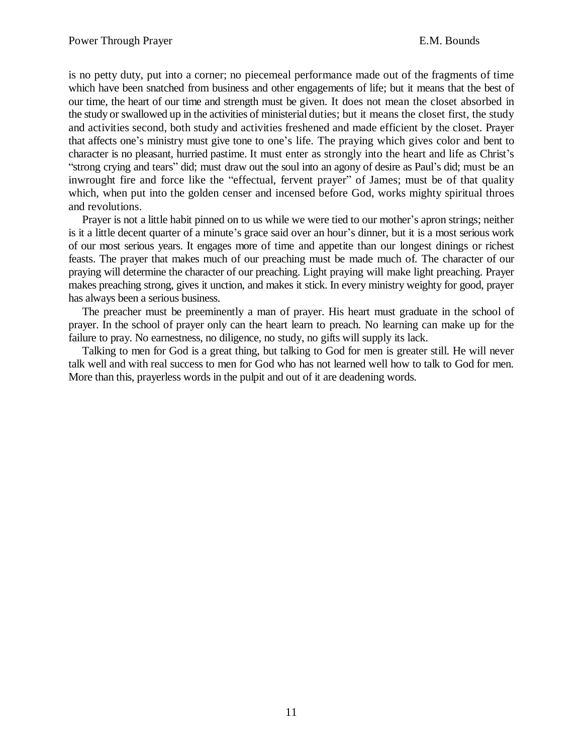is no petty duty, put into a corner; no piecemeal performance made out of the fragments of time which have been snatched from business and other engagements of life; but it means that the best of our time, the heart of our time and strength must be given. It does not mean the closet absorbed in the study or swallowed up in the activities of ministerial duties; but it means the closet first, the study and activities second, both study and activities freshened and made efficient by the closet. Prayer that affects one's ministry must give tone to one's life. The praying which gives color and bent to character is no pleasant, hurried pastime. It must enter as strongly into the heart and life as Christ's "strong crying and tears" did; must draw out the soul into an agony of desire as Paul's did; must be an inwrought fire and force like the "effectual, fervent prayer" of James; must be of that quality which, when put into the golden censer and incensed before God, works mighty spiritual throes and revolutions.

Prayer is not a little habit pinned on to us while we were tied to our mother's apron strings; neither is it a little decent quarter of a minute's grace said over an hour's dinner, but it is a most serious work of our most serious years. It engages more of time and appetite than our longest dinings or richest feasts. The prayer that makes much of our preaching must be made much of. The character of our praying will determine the character of our preaching. Light praying will make light preaching. Prayer makes preaching strong, gives it unction, and makes it stick. In every ministry weighty for good, prayer has always been a serious business.

The preacher must be preeminently a man of prayer. His heart must graduate in the school of prayer. In the school of prayer only can the heart learn to preach. No learning can make up for the failure to pray. No earnestness, no diligence, no study, no gifts will supply its lack.

Talking to men for God is a great thing, but talking to God for men is greater still. He will never talk well and with real success to men for God who has not learned well how to talk to God for men. More than this, prayerless words in the pulpit and out of it are deadening words.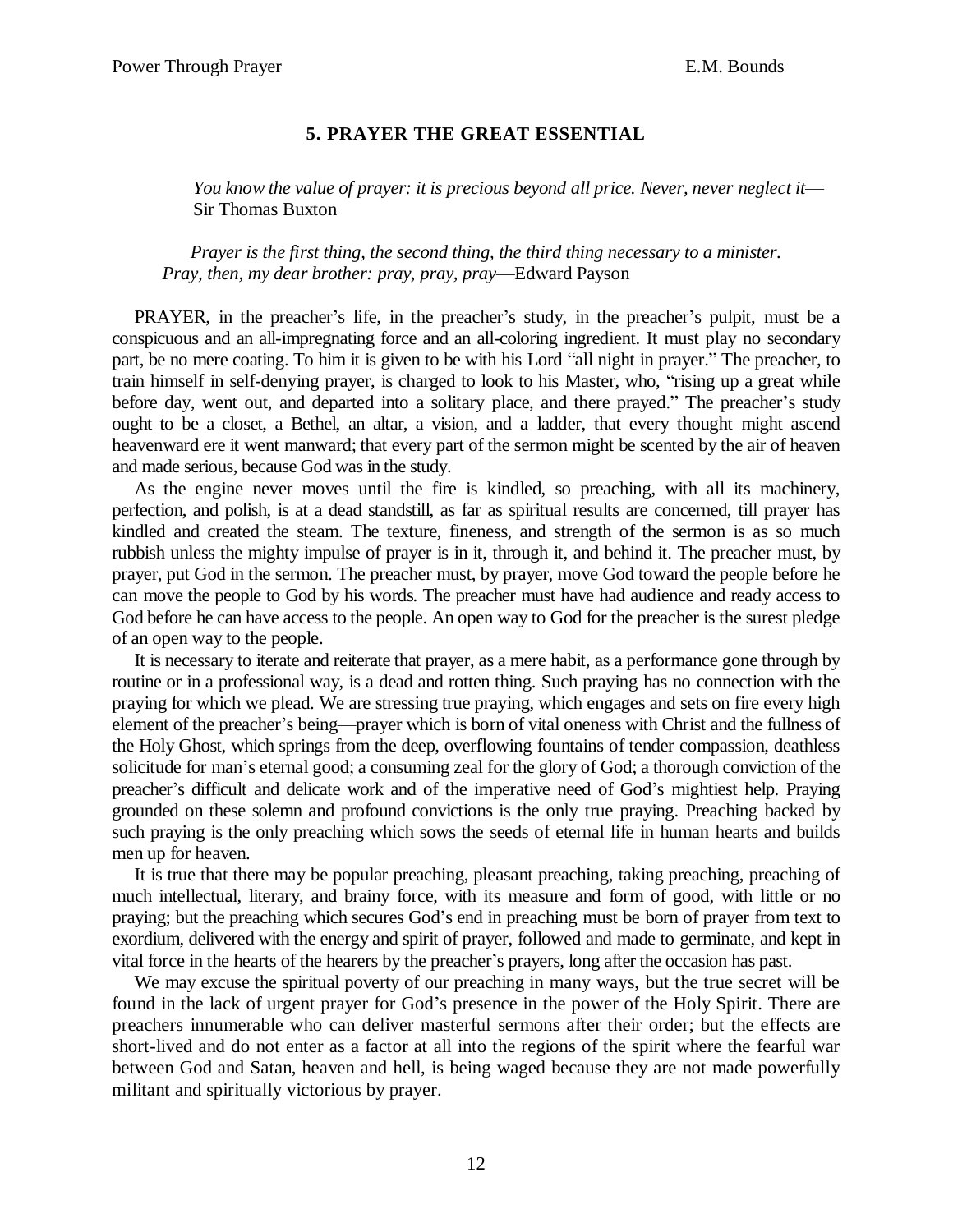## 5. PRAYER THE GREAT ESSENTIAL

> *You know the value of prayer: it is precious beyond all price. Never, never neglect it*—Sir Thomas Buxton

> *Prayer is the first thing, the second thing, the third thing necessary to a minister. Pray, then, my dear brother: pray, pray, pray*—Edward Payson

PRAYER, in the preacher's life, in the preacher's study, in the preacher's pulpit, must be a conspicuous and an all-impregnating force and an all-coloring ingredient. It must play no secondary part, be no mere coating. To him it is given to be with his Lord "all night in prayer." The preacher, to train himself in self-denying prayer, is charged to look to his Master, who, "rising up a great while before day, went out, and departed into a solitary place, and there prayed." The preacher's study ought to be a closet, a Bethel, an altar, a vision, and a ladder, that every thought might ascend heavenward ere it went manward; that every part of the sermon might be scented by the air of heaven and made serious, because God was in the study.

As the engine never moves until the fire is kindled, so preaching, with all its machinery, perfection, and polish, is at a dead standstill, as far as spiritual results are concerned, till prayer has kindled and created the steam. The texture, fineness, and strength of the sermon is as so much rubbish unless the mighty impulse of prayer is in it, through it, and behind it. The preacher must, by prayer, put God in the sermon. The preacher must, by prayer, move God toward the people before he can move the people to God by his words. The preacher must have had audience and ready access to God before he can have access to the people. An open way to God for the preacher is the surest pledge of an open way to the people.

It is necessary to iterate and reiterate that prayer, as a mere habit, as a performance gone through by routine or in a professional way, is a dead and rotten thing. Such praying has no connection with the praying for which we plead. We are stressing true praying, which engages and sets on fire every high element of the preacher's being—prayer which is born of vital oneness with Christ and the fullness of the Holy Ghost, which springs from the deep, overflowing fountains of tender compassion, deathless solicitude for man's eternal good; a consuming zeal for the glory of God; a thorough conviction of the preacher's difficult and delicate work and of the imperative need of God's mightiest help. Praying grounded on these solemn and profound convictions is the only true praying. Preaching backed by such praying is the only preaching which sows the seeds of eternal life in human hearts and builds men up for heaven.

It is true that there may be popular preaching, pleasant preaching, taking preaching, preaching of much intellectual, literary, and brainy force, with its measure and form of good, with little or no praying; but the preaching which secures God's end in preaching must be born of prayer from text to exordium, delivered with the energy and spirit of prayer, followed and made to germinate, and kept in vital force in the hearts of the hearers by the preacher's prayers, long after the occasion has past.

We may excuse the spiritual poverty of our preaching in many ways, but the true secret will be found in the lack of urgent prayer for God's presence in the power of the Holy Spirit. There are preachers innumerable who can deliver masterful sermons after their order; but the effects are short-lived and do not enter as a factor at all into the regions of the spirit where the fearful war between God and Satan, heaven and hell, is being waged because they are not made powerfully militant and spiritually victorious by prayer.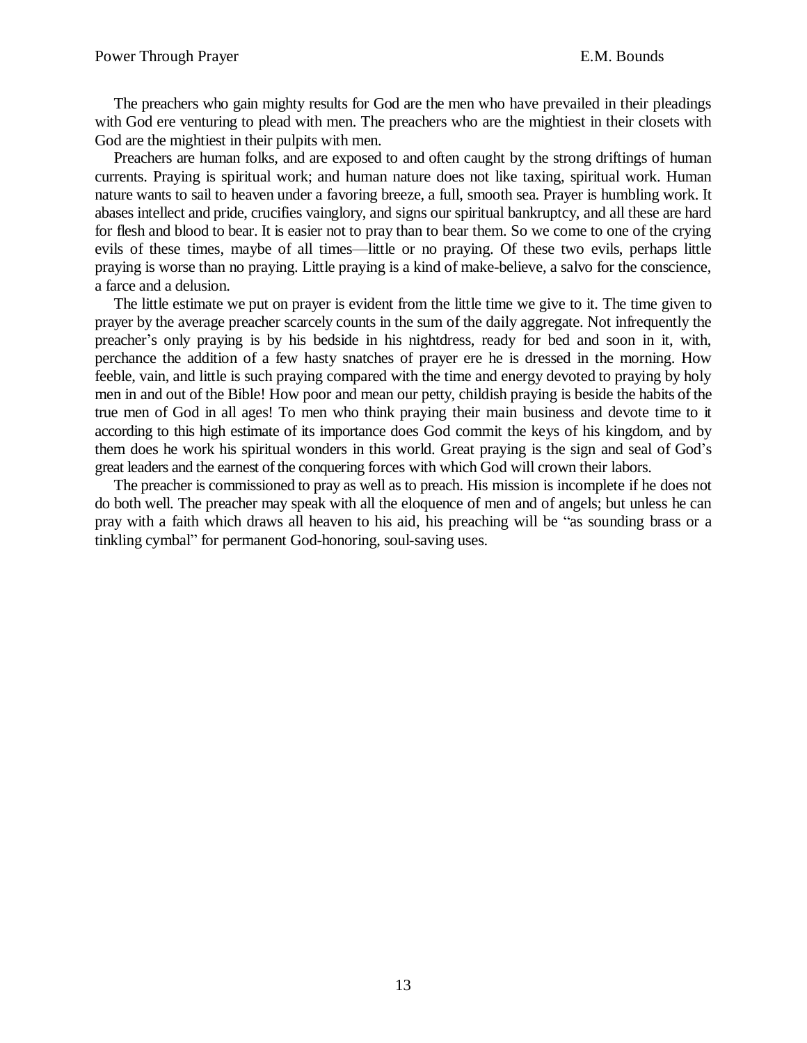The preachers who gain mighty results for God are the men who have prevailed in their pleadings with God ere venturing to plead with men. The preachers who are the mightiest in their closets with God are the mightiest in their pulpits with men.

Preachers are human folks, and are exposed to and often caught by the strong driftings of human currents. Praying is spiritual work; and human nature does not like taxing, spiritual work. Human nature wants to sail to heaven under a favoring breeze, a full, smooth sea. Prayer is humbling work. It abases intellect and pride, crucifies vainglory, and signs our spiritual bankruptcy, and all these are hard for flesh and blood to bear. It is easier not to pray than to bear them. So we come to one of the crying evils of these times, maybe of all times—little or no praying. Of these two evils, perhaps little praying is worse than no praying. Little praying is a kind of make-believe, a salvo for the conscience, a farce and a delusion.

The little estimate we put on prayer is evident from the little time we give to it. The time given to prayer by the average preacher scarcely counts in the sum of the daily aggregate. Not infrequently the preacher's only praying is by his bedside in his nightdress, ready for bed and soon in it, with, perchance the addition of a few hasty snatches of prayer ere he is dressed in the morning. How feeble, vain, and little is such praying compared with the time and energy devoted to praying by holy men in and out of the Bible! How poor and mean our petty, childish praying is beside the habits of the true men of God in all ages! To men who think praying their main business and devote time to it according to this high estimate of its importance does God commit the keys of his kingdom, and by them does he work his spiritual wonders in this world. Great praying is the sign and seal of God's great leaders and the earnest of the conquering forces with which God will crown their labors.

The preacher is commissioned to pray as well as to preach. His mission is incomplete if he does not do both well. The preacher may speak with all the eloquence of men and of angels; but unless he can pray with a faith which draws all heaven to his aid, his preaching will be "as sounding brass or a tinkling cymbal" for permanent God-honoring, soul-saving uses.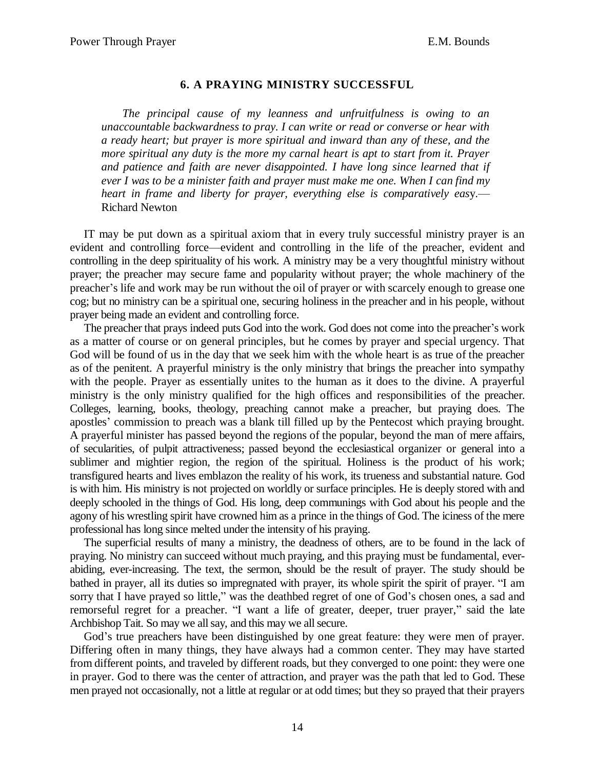## 6. A PRAYING MINISTRY SUCCESSFUL

*The principal cause of my leanness and unfruitfulness is owing to an unaccountable backwardness to pray. I can write or read or converse or hear with a ready heart; but prayer is more spiritual and inward than any of these, and the more spiritual any duty is the more my carnal heart is apt to start from it. Prayer and patience and faith are never disappointed. I have long since learned that if ever I was to be a minister faith and prayer must make me one. When I can find my heart in frame and liberty for prayer, everything else is comparatively easy.*— Richard Newton

IT may be put down as a spiritual axiom that in every truly successful ministry prayer is an evident and controlling force—evident and controlling in the life of the preacher, evident and controlling in the deep spirituality of his work. A ministry may be a very thoughtful ministry without prayer; the preacher may secure fame and popularity without prayer; the whole machinery of the preacher's life and work may be run without the oil of prayer or with scarcely enough to grease one cog; but no ministry can be a spiritual one, securing holiness in the preacher and in his people, without prayer being made an evident and controlling force.

The preacher that prays indeed puts God into the work. God does not come into the preacher's work as a matter of course or on general principles, but he comes by prayer and special urgency. That God will be found of us in the day that we seek him with the whole heart is as true of the preacher as of the penitent. A prayerful ministry is the only ministry that brings the preacher into sympathy with the people. Prayer as essentially unites to the human as it does to the divine. A prayerful ministry is the only ministry qualified for the high offices and responsibilities of the preacher. Colleges, learning, books, theology, preaching cannot make a preacher, but praying does. The apostles' commission to preach was a blank till filled up by the Pentecost which praying brought. A prayerful minister has passed beyond the regions of the popular, beyond the man of mere affairs, of secularities, of pulpit attractiveness; passed beyond the ecclesiastical organizer or general into a sublimer and mightier region, the region of the spiritual. Holiness is the product of his work; transfigured hearts and lives emblazon the reality of his work, its trueness and substantial nature. God is with him. His ministry is not projected on worldly or surface principles. He is deeply stored with and deeply schooled in the things of God. His long, deep communings with God about his people and the agony of his wrestling spirit have crowned him as a prince in the things of God. The iciness of the mere professional has long since melted under the intensity of his praying.

The superficial results of many a ministry, the deadness of others, are to be found in the lack of praying. No ministry can succeed without much praying, and this praying must be fundamental, ever-abiding, ever-increasing. The text, the sermon, should be the result of prayer. The study should be bathed in prayer, all its duties so impregnated with prayer, its whole spirit the spirit of prayer. "I am sorry that I have prayed so little," was the deathbed regret of one of God's chosen ones, a sad and remorseful regret for a preacher. "I want a life of greater, deeper, truer prayer," said the late Archbishop Tait. So may we all say, and this may we all secure.

God's true preachers have been distinguished by one great feature: they were men of prayer. Differing often in many things, they have always had a common center. They may have started from different points, and traveled by different roads, but they converged to one point: they were one in prayer. God to there was the center of attraction, and prayer was the path that led to God. These men prayed not occasionally, not a little at regular or at odd times; but they so prayed that their prayers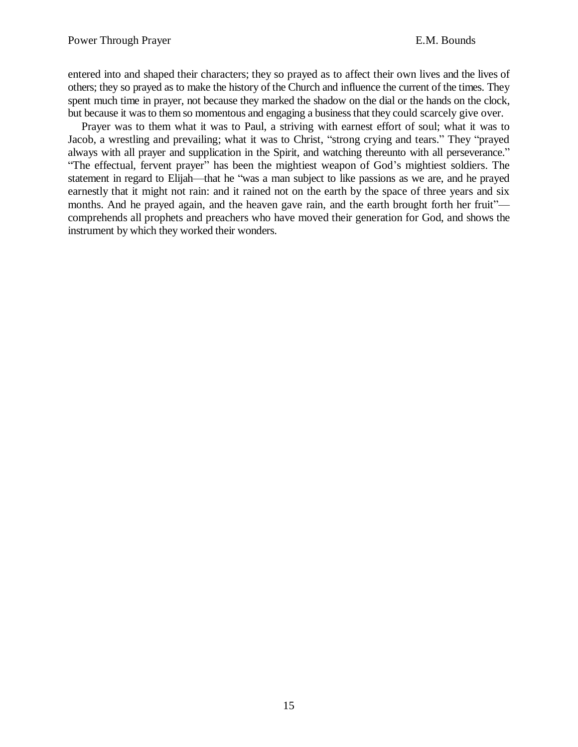entered into and shaped their characters; they so prayed as to affect their own lives and the lives of others; they so prayed as to make the history of the Church and influence the current of the times. They spent much time in prayer, not because they marked the shadow on the dial or the hands on the clock, but because it was to them so momentous and engaging a business that they could scarcely give over.

Prayer was to them what it was to Paul, a striving with earnest effort of soul; what it was to Jacob, a wrestling and prevailing; what it was to Christ, "strong crying and tears." They "prayed always with all prayer and supplication in the Spirit, and watching thereunto with all perseverance." "The effectual, fervent prayer" has been the mightiest weapon of God's mightiest soldiers. The statement in regard to Elijah—that he "was a man subject to like passions as we are, and he prayed earnestly that it might not rain: and it rained not on the earth by the space of three years and six months. And he prayed again, and the heaven gave rain, and the earth brought forth her fruit"—comprehends all prophets and preachers who have moved their generation for God, and shows the instrument by which they worked their wonders.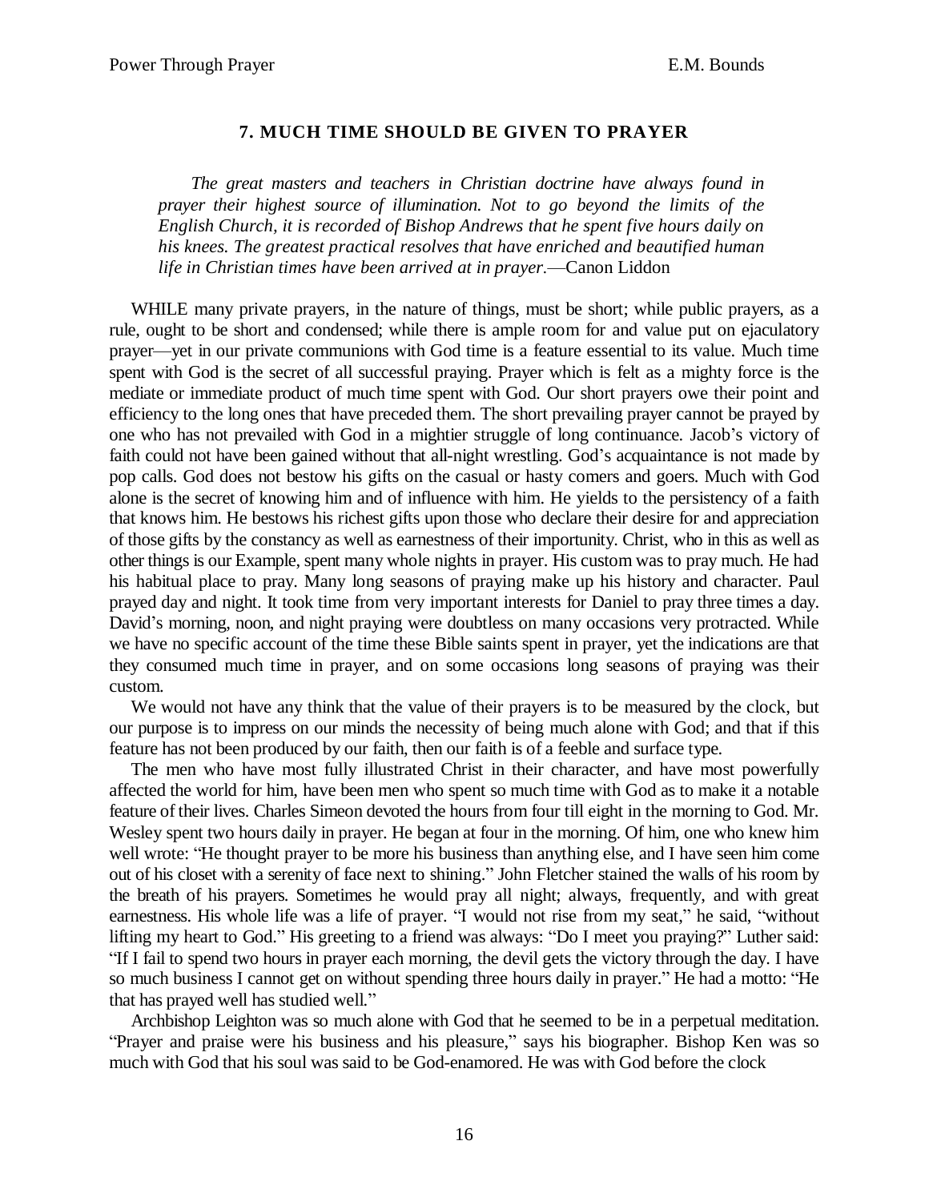## 7. MUCH TIME SHOULD BE GIVEN TO PRAYER

> *The great masters and teachers in Christian doctrine have always found in prayer their highest source of illumination. Not to go beyond the limits of the English Church, it is recorded of Bishop Andrews that he spent five hours daily on his knees. The greatest practical resolves that have enriched and beautified human life in Christian times have been arrived at in prayer.*—Canon Liddon

WHILE many private prayers, in the nature of things, must be short; while public prayers, as a rule, ought to be short and condensed; while there is ample room for and value put on ejaculatory prayer—yet in our private communions with God time is a feature essential to its value. Much time spent with God is the secret of all successful praying. Prayer which is felt as a mighty force is the mediate or immediate product of much time spent with God. Our short prayers owe their point and efficiency to the long ones that have preceded them. The short prevailing prayer cannot be prayed by one who has not prevailed with God in a mightier struggle of long continuance. Jacob's victory of faith could not have been gained without that all-night wrestling. God's acquaintance is not made by pop calls. God does not bestow his gifts on the casual or hasty comers and goers. Much with God alone is the secret of knowing him and of influence with him. He yields to the persistency of a faith that knows him. He bestows his richest gifts upon those who declare their desire for and appreciation of those gifts by the constancy as well as earnestness of their importunity. Christ, who in this as well as other things is our Example, spent many whole nights in prayer. His custom was to pray much. He had his habitual place to pray. Many long seasons of praying make up his history and character. Paul prayed day and night. It took time from very important interests for Daniel to pray three times a day. David's morning, noon, and night praying were doubtless on many occasions very protracted. While we have no specific account of the time these Bible saints spent in prayer, yet the indications are that they consumed much time in prayer, and on some occasions long seasons of praying was their custom.

We would not have any think that the value of their prayers is to be measured by the clock, but our purpose is to impress on our minds the necessity of being much alone with God; and that if this feature has not been produced by our faith, then our faith is of a feeble and surface type.

The men who have most fully illustrated Christ in their character, and have most powerfully affected the world for him, have been men who spent so much time with God as to make it a notable feature of their lives. Charles Simeon devoted the hours from four till eight in the morning to God. Mr. Wesley spent two hours daily in prayer. He began at four in the morning. Of him, one who knew him well wrote: "He thought prayer to be more his business than anything else, and I have seen him come out of his closet with a serenity of face next to shining." John Fletcher stained the walls of his room by the breath of his prayers. Sometimes he would pray all night; always, frequently, and with great earnestness. His whole life was a life of prayer. "I would not rise from my seat," he said, "without lifting my heart to God." His greeting to a friend was always: "Do I meet you praying?" Luther said: "If I fail to spend two hours in prayer each morning, the devil gets the victory through the day. I have so much business I cannot get on without spending three hours daily in prayer." He had a motto: "He that has prayed well has studied well."

Archbishop Leighton was so much alone with God that he seemed to be in a perpetual meditation. "Prayer and praise were his business and his pleasure," says his biographer. Bishop Ken was so much with God that his soul was said to be God-enamored. He was with God before the clock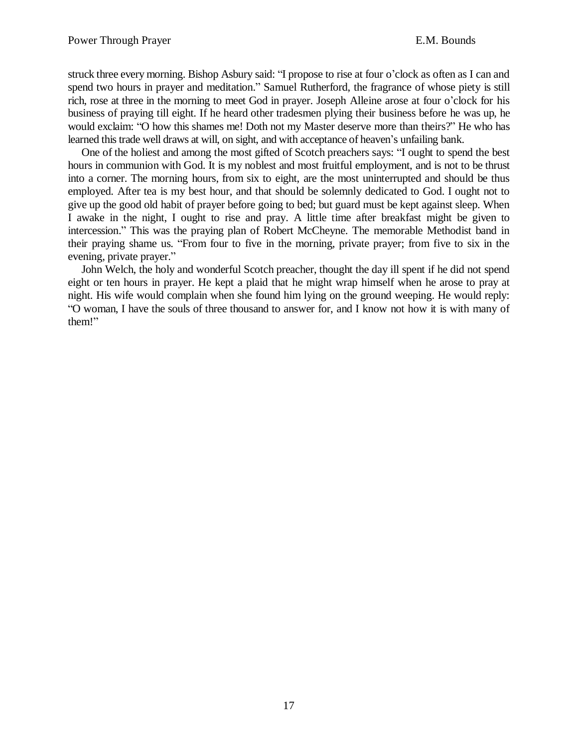struck three every morning. Bishop Asbury said: “I propose to rise at four o’clock as often as I can and spend two hours in prayer and meditation.” Samuel Rutherford, the fragrance of whose piety is still rich, rose at three in the morning to meet God in prayer. Joseph Alleine arose at four o’clock for his business of praying till eight. If he heard other tradesmen plying their business before he was up, he would exclaim: “O how this shames me! Doth not my Master deserve more than theirs?” He who has learned this trade well draws at will, on sight, and with acceptance of heaven’s unfailing bank.

One of the holiest and among the most gifted of Scotch preachers says: “I ought to spend the best hours in communion with God. It is my noblest and most fruitful employment, and is not to be thrust into a corner. The morning hours, from six to eight, are the most uninterrupted and should be thus employed. After tea is my best hour, and that should be solemnly dedicated to God. I ought not to give up the good old habit of prayer before going to bed; but guard must be kept against sleep. When I awake in the night, I ought to rise and pray. A little time after breakfast might be given to intercession.” This was the praying plan of Robert McCheyne. The memorable Methodist band in their praying shame us. “From four to five in the morning, private prayer; from five to six in the evening, private prayer.”

John Welch, the holy and wonderful Scotch preacher, thought the day ill spent if he did not spend eight or ten hours in prayer. He kept a plaid that he might wrap himself when he arose to pray at night. His wife would complain when she found him lying on the ground weeping. He would reply: “O woman, I have the souls of three thousand to answer for, and I know not how it is with many of them!”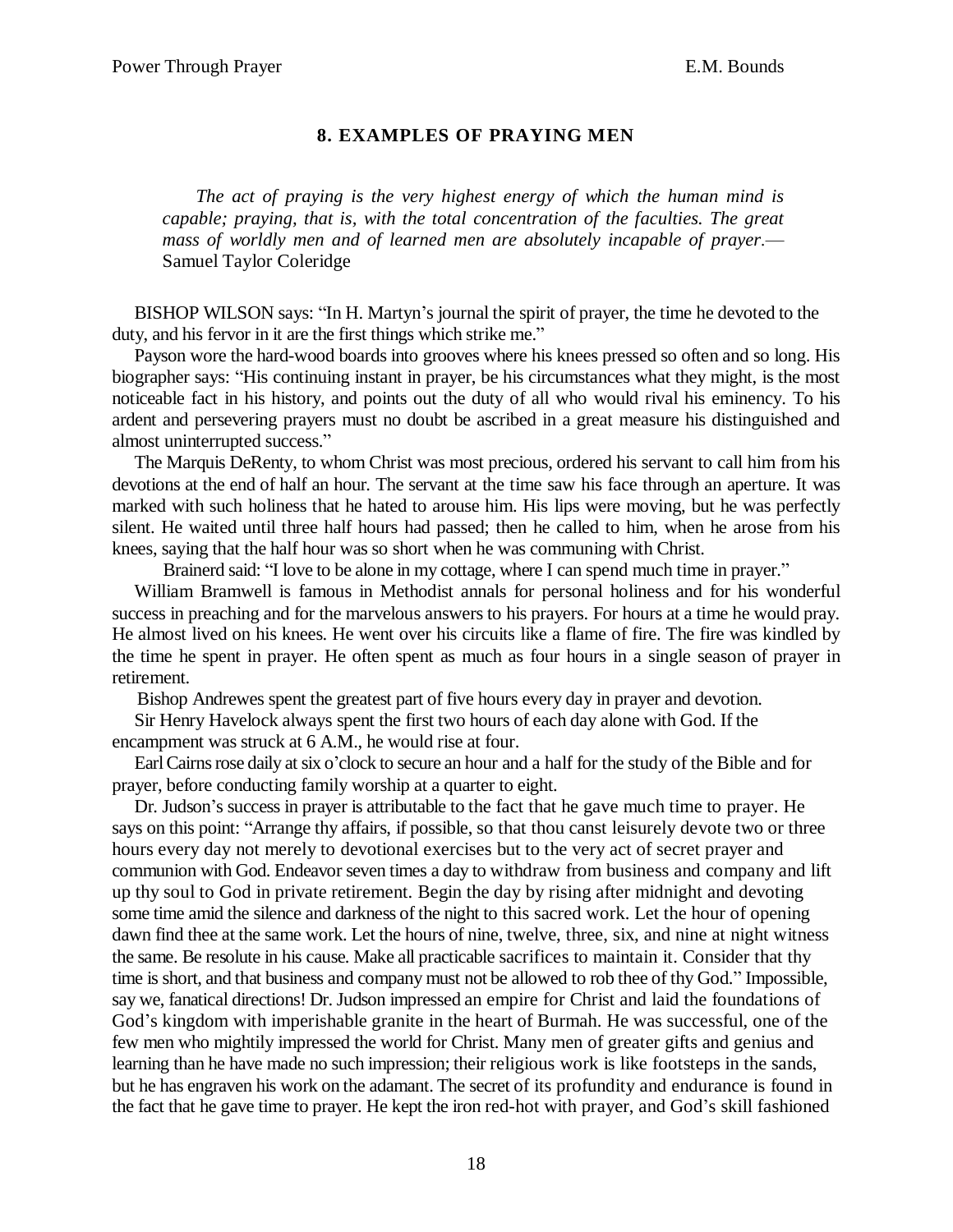## 8. EXAMPLES OF PRAYING MEN

> *The act of praying is the very highest energy of which the human mind is capable; praying, that is, with the total concentration of the faculties. The great mass of worldly men and of learned men are absolutely incapable of prayer.*— Samuel Taylor Coleridge

BISHOP WILSON says: "In H. Martyn's journal the spirit of prayer, the time he devoted to the duty, and his fervor in it are the first things which strike me."

Payson wore the hard-wood boards into grooves where his knees pressed so often and so long. His biographer says: "His continuing instant in prayer, be his circumstances what they might, is the most noticeable fact in his history, and points out the duty of all who would rival his eminency. To his ardent and persevering prayers must no doubt be ascribed in a great measure his distinguished and almost uninterrupted success."

The Marquis DeRenty, to whom Christ was most precious, ordered his servant to call him from his devotions at the end of half an hour. The servant at the time saw his face through an aperture. It was marked with such holiness that he hated to arouse him. His lips were moving, but he was perfectly silent. He waited until three half hours had passed; then he called to him, when he arose from his knees, saying that the half hour was so short when he was communing with Christ.

Brainerd said: "I love to be alone in my cottage, where I can spend much time in prayer."

William Bramwell is famous in Methodist annals for personal holiness and for his wonderful success in preaching and for the marvelous answers to his prayers. For hours at a time he would pray. He almost lived on his knees. He went over his circuits like a flame of fire. The fire was kindled by the time he spent in prayer. He often spent as much as four hours in a single season of prayer in retirement.

Bishop Andrewes spent the greatest part of five hours every day in prayer and devotion.

Sir Henry Havelock always spent the first two hours of each day alone with God. If the encampment was struck at 6 A.M., he would rise at four.

Earl Cairns rose daily at six o'clock to secure an hour and a half for the study of the Bible and for prayer, before conducting family worship at a quarter to eight.

Dr. Judson's success in prayer is attributable to the fact that he gave much time to prayer. He says on this point: "Arrange thy affairs, if possible, so that thou canst leisurely devote two or three hours every day not merely to devotional exercises but to the very act of secret prayer and communion with God. Endeavor seven times a day to withdraw from business and company and lift up thy soul to God in private retirement. Begin the day by rising after midnight and devoting some time amid the silence and darkness of the night to this sacred work. Let the hour of opening dawn find thee at the same work. Let the hours of nine, twelve, three, six, and nine at night witness the same. Be resolute in his cause. Make all practicable sacrifices to maintain it. Consider that thy time is short, and that business and company must not be allowed to rob thee of thy God." Impossible, say we, fanatical directions! Dr. Judson impressed an empire for Christ and laid the foundations of God's kingdom with imperishable granite in the heart of Burmah. He was successful, one of the few men who mightily impressed the world for Christ. Many men of greater gifts and genius and learning than he have made no such impression; their religious work is like footsteps in the sands, but he has engraven his work on the adamant. The secret of its profundity and endurance is found in the fact that he gave time to prayer. He kept the iron red-hot with prayer, and God's skill fashioned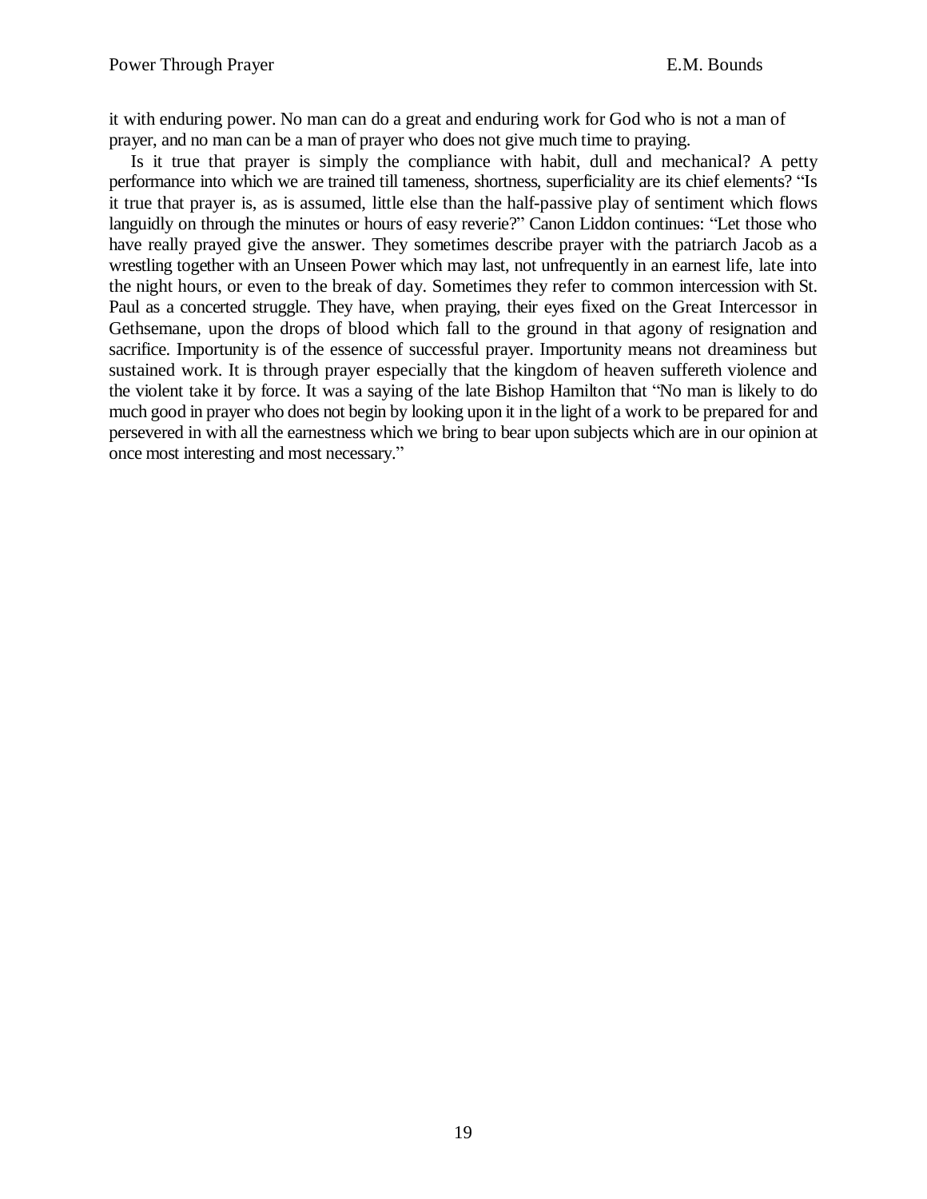it with enduring power. No man can do a great and enduring work for God who is not a man of prayer, and no man can be a man of prayer who does not give much time to praying.

Is it true that prayer is simply the compliance with habit, dull and mechanical? A petty performance into which we are trained till tameness, shortness, superficiality are its chief elements? "Is it true that prayer is, as is assumed, little else than the half-passive play of sentiment which flows languidly on through the minutes or hours of easy reverie?" Canon Liddon continues: "Let those who have really prayed give the answer. They sometimes describe prayer with the patriarch Jacob as a wrestling together with an Unseen Power which may last, not unfrequently in an earnest life, late into the night hours, or even to the break of day. Sometimes they refer to common intercession with St. Paul as a concerted struggle. They have, when praying, their eyes fixed on the Great Intercessor in Gethsemane, upon the drops of blood which fall to the ground in that agony of resignation and sacrifice. Importunity is of the essence of successful prayer. Importunity means not dreaminess but sustained work. It is through prayer especially that the kingdom of heaven suffereth violence and the violent take it by force. It was a saying of the late Bishop Hamilton that "No man is likely to do much good in prayer who does not begin by looking upon it in the light of a work to be prepared for and persevered in with all the earnestness which we bring to bear upon subjects which are in our opinion at once most interesting and most necessary."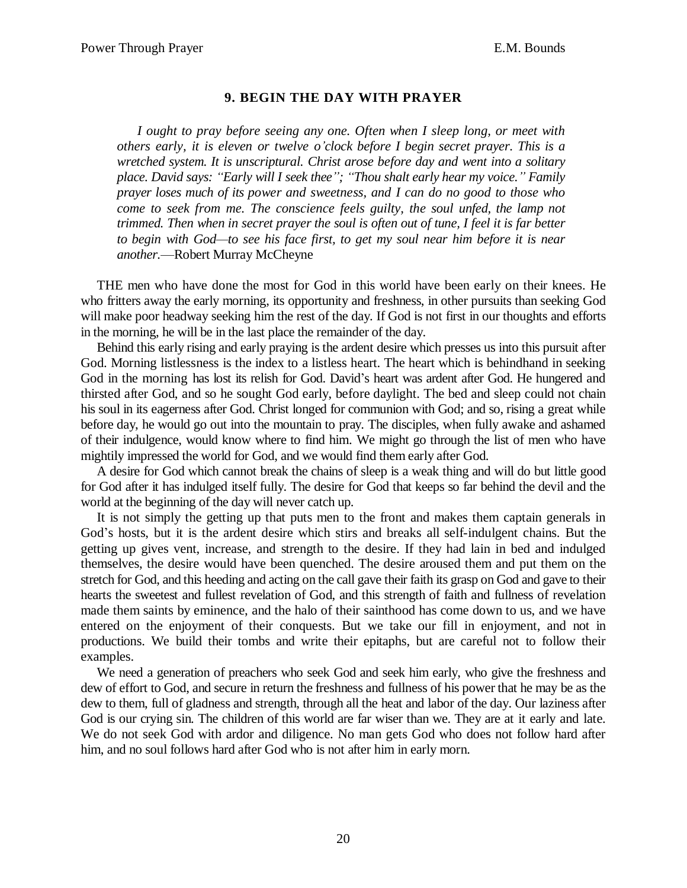## 9. BEGIN THE DAY WITH PRAYER

> *I ought to pray before seeing any one. Often when I sleep long, or meet with others early, it is eleven or twelve o'clock before I begin secret prayer. This is a wretched system. It is unscriptural. Christ arose before day and went into a solitary place. David says: "Early will I seek thee"; "Thou shalt early hear my voice." Family prayer loses much of its power and sweetness, and I can do no good to those who come to seek from me. The conscience feels guilty, the soul unfed, the lamp not trimmed. Then when in secret prayer the soul is often out of tune, I feel it is far better to begin with God—to see his face first, to get my soul near him before it is near another.*—Robert Murray McCheyne

THE men who have done the most for God in this world have been early on their knees. He who fritters away the early morning, its opportunity and freshness, in other pursuits than seeking God will make poor headway seeking him the rest of the day. If God is not first in our thoughts and efforts in the morning, he will be in the last place the remainder of the day.

Behind this early rising and early praying is the ardent desire which presses us into this pursuit after God. Morning listlessness is the index to a listless heart. The heart which is behindhand in seeking God in the morning has lost its relish for God. David's heart was ardent after God. He hungered and thirsted after God, and so he sought God early, before daylight. The bed and sleep could not chain his soul in its eagerness after God. Christ longed for communion with God; and so, rising a great while before day, he would go out into the mountain to pray. The disciples, when fully awake and ashamed of their indulgence, would know where to find him. We might go through the list of men who have mightily impressed the world for God, and we would find them early after God.

A desire for God which cannot break the chains of sleep is a weak thing and will do but little good for God after it has indulged itself fully. The desire for God that keeps so far behind the devil and the world at the beginning of the day will never catch up.

It is not simply the getting up that puts men to the front and makes them captain generals in God's hosts, but it is the ardent desire which stirs and breaks all self-indulgent chains. But the getting up gives vent, increase, and strength to the desire. If they had lain in bed and indulged themselves, the desire would have been quenched. The desire aroused them and put them on the stretch for God, and this heeding and acting on the call gave their faith its grasp on God and gave to their hearts the sweetest and fullest revelation of God, and this strength of faith and fullness of revelation made them saints by eminence, and the halo of their sainthood has come down to us, and we have entered on the enjoyment of their conquests. But we take our fill in enjoyment, and not in productions. We build their tombs and write their epitaphs, but are careful not to follow their examples.

We need a generation of preachers who seek God and seek him early, who give the freshness and dew of effort to God, and secure in return the freshness and fullness of his power that he may be as the dew to them, full of gladness and strength, through all the heat and labor of the day. Our laziness after God is our crying sin. The children of this world are far wiser than we. They are at it early and late. We do not seek God with ardor and diligence. No man gets God who does not follow hard after him, and no soul follows hard after God who is not after him in early morn.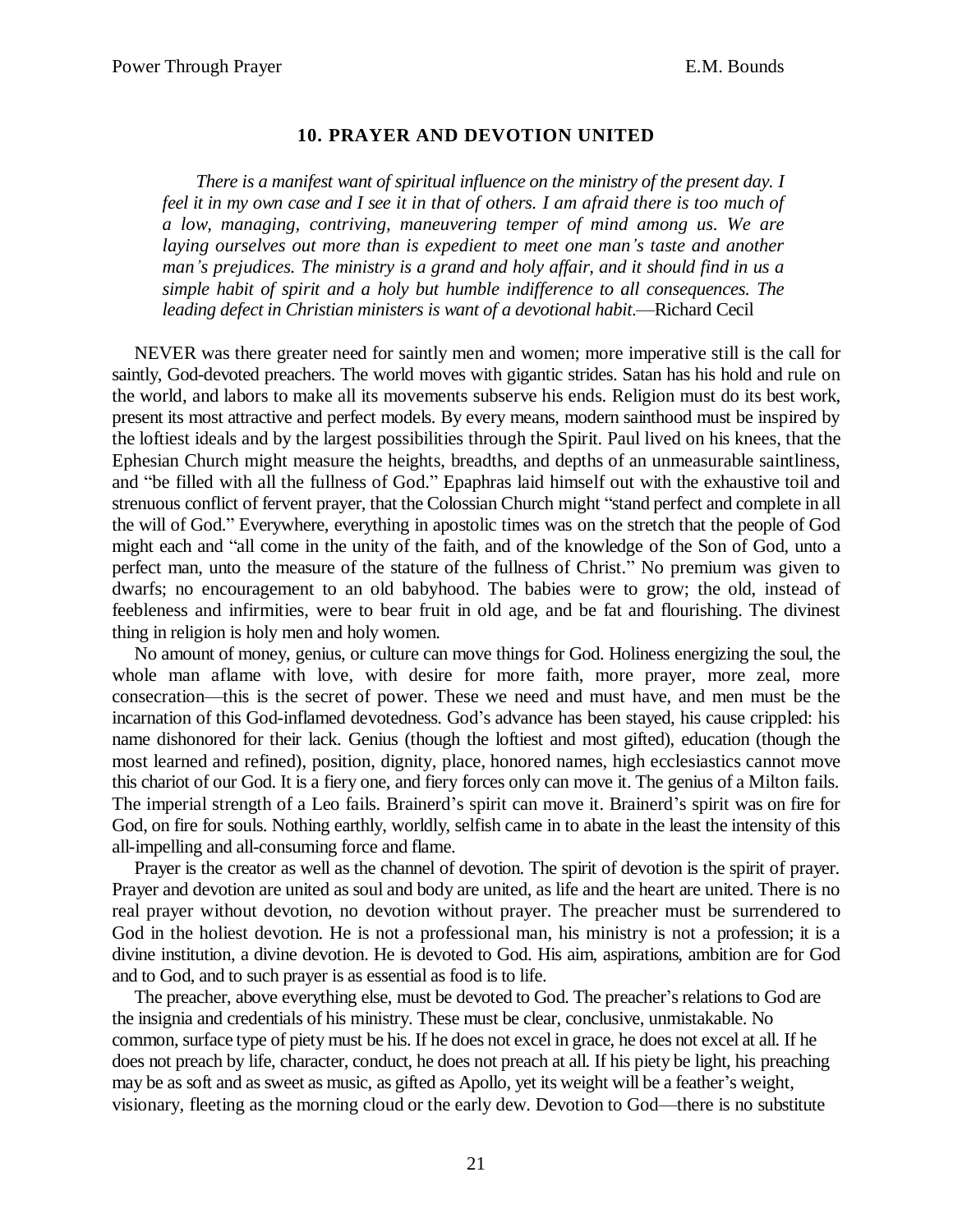## 10. PRAYER AND DEVOTION UNITED

*There is a manifest want of spiritual influence on the ministry of the present day. I feel it in my own case and I see it in that of others. I am afraid there is too much of a low, managing, contriving, maneuvering temper of mind among us. We are laying ourselves out more than is expedient to meet one man's taste and another man's prejudices. The ministry is a grand and holy affair, and it should find in us a simple habit of spirit and a holy but humble indifference to all consequences. The leading defect in Christian ministers is want of a devotional habit.*—Richard Cecil

NEVER was there greater need for saintly men and women; more imperative still is the call for saintly, God-devoted preachers. The world moves with gigantic strides. Satan has his hold and rule on the world, and labors to make all its movements subserve his ends. Religion must do its best work, present its most attractive and perfect models. By every means, modern sainthood must be inspired by the loftiest ideals and by the largest possibilities through the Spirit. Paul lived on his knees, that the Ephesian Church might measure the heights, breadths, and depths of an unmeasurable saintliness, and "be filled with all the fullness of God." Epaphras laid himself out with the exhaustive toil and strenuous conflict of fervent prayer, that the Colossian Church might "stand perfect and complete in all the will of God." Everywhere, everything in apostolic times was on the stretch that the people of God might each and "all come in the unity of the faith, and of the knowledge of the Son of God, unto a perfect man, unto the measure of the stature of the fullness of Christ." No premium was given to dwarfs; no encouragement to an old babyhood. The babies were to grow; the old, instead of feebleness and infirmities, were to bear fruit in old age, and be fat and flourishing. The divinest thing in religion is holy men and holy women.

No amount of money, genius, or culture can move things for God. Holiness energizing the soul, the whole man aflame with love, with desire for more faith, more prayer, more zeal, more consecration—this is the secret of power. These we need and must have, and men must be the incarnation of this God-inflamed devotedness. God's advance has been stayed, his cause crippled: his name dishonored for their lack. Genius (though the loftiest and most gifted), education (though the most learned and refined), position, dignity, place, honored names, high ecclesiastics cannot move this chariot of our God. It is a fiery one, and fiery forces only can move it. The genius of a Milton fails. The imperial strength of a Leo fails. Brainerd's spirit can move it. Brainerd's spirit was on fire for God, on fire for souls. Nothing earthly, worldly, selfish came in to abate in the least the intensity of this all-impelling and all-consuming force and flame.

Prayer is the creator as well as the channel of devotion. The spirit of devotion is the spirit of prayer. Prayer and devotion are united as soul and body are united, as life and the heart are united. There is no real prayer without devotion, no devotion without prayer. The preacher must be surrendered to God in the holiest devotion. He is not a professional man, his ministry is not a profession; it is a divine institution, a divine devotion. He is devoted to God. His aim, aspirations, ambition are for God and to God, and to such prayer is as essential as food is to life.

The preacher, above everything else, must be devoted to God. The preacher's relations to God are the insignia and credentials of his ministry. These must be clear, conclusive, unmistakable. No common, surface type of piety must be his. If he does not excel in grace, he does not excel at all. If he does not preach by life, character, conduct, he does not preach at all. If his piety be light, his preaching may be as soft and as sweet as music, as gifted as Apollo, yet its weight will be a feather's weight, visionary, fleeting as the morning cloud or the early dew. Devotion to God—there is no substitute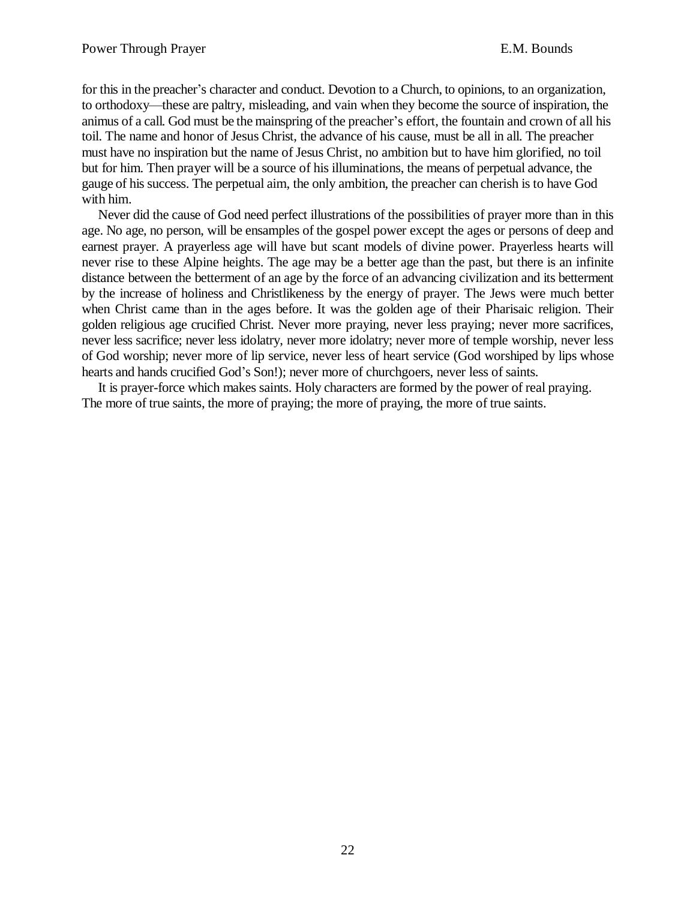for this in the preacher's character and conduct. Devotion to a Church, to opinions, to an organization, to orthodoxy—these are paltry, misleading, and vain when they become the source of inspiration, the animus of a call. God must be the mainspring of the preacher's effort, the fountain and crown of all his toil. The name and honor of Jesus Christ, the advance of his cause, must be all in all. The preacher must have no inspiration but the name of Jesus Christ, no ambition but to have him glorified, no toil but for him. Then prayer will be a source of his illuminations, the means of perpetual advance, the gauge of his success. The perpetual aim, the only ambition, the preacher can cherish is to have God with him.

Never did the cause of God need perfect illustrations of the possibilities of prayer more than in this age. No age, no person, will be ensamples of the gospel power except the ages or persons of deep and earnest prayer. A prayerless age will have but scant models of divine power. Prayerless hearts will never rise to these Alpine heights. The age may be a better age than the past, but there is an infinite distance between the betterment of an age by the force of an advancing civilization and its betterment by the increase of holiness and Christlikeness by the energy of prayer. The Jews were much better when Christ came than in the ages before. It was the golden age of their Pharisaic religion. Their golden religious age crucified Christ. Never more praying, never less praying; never more sacrifices, never less sacrifice; never less idolatry, never more idolatry; never more of temple worship, never less of God worship; never more of lip service, never less of heart service (God worshiped by lips whose hearts and hands crucified God's Son!); never more of churchgoers, never less of saints.

It is prayer-force which makes saints. Holy characters are formed by the power of real praying. The more of true saints, the more of praying; the more of praying, the more of true saints.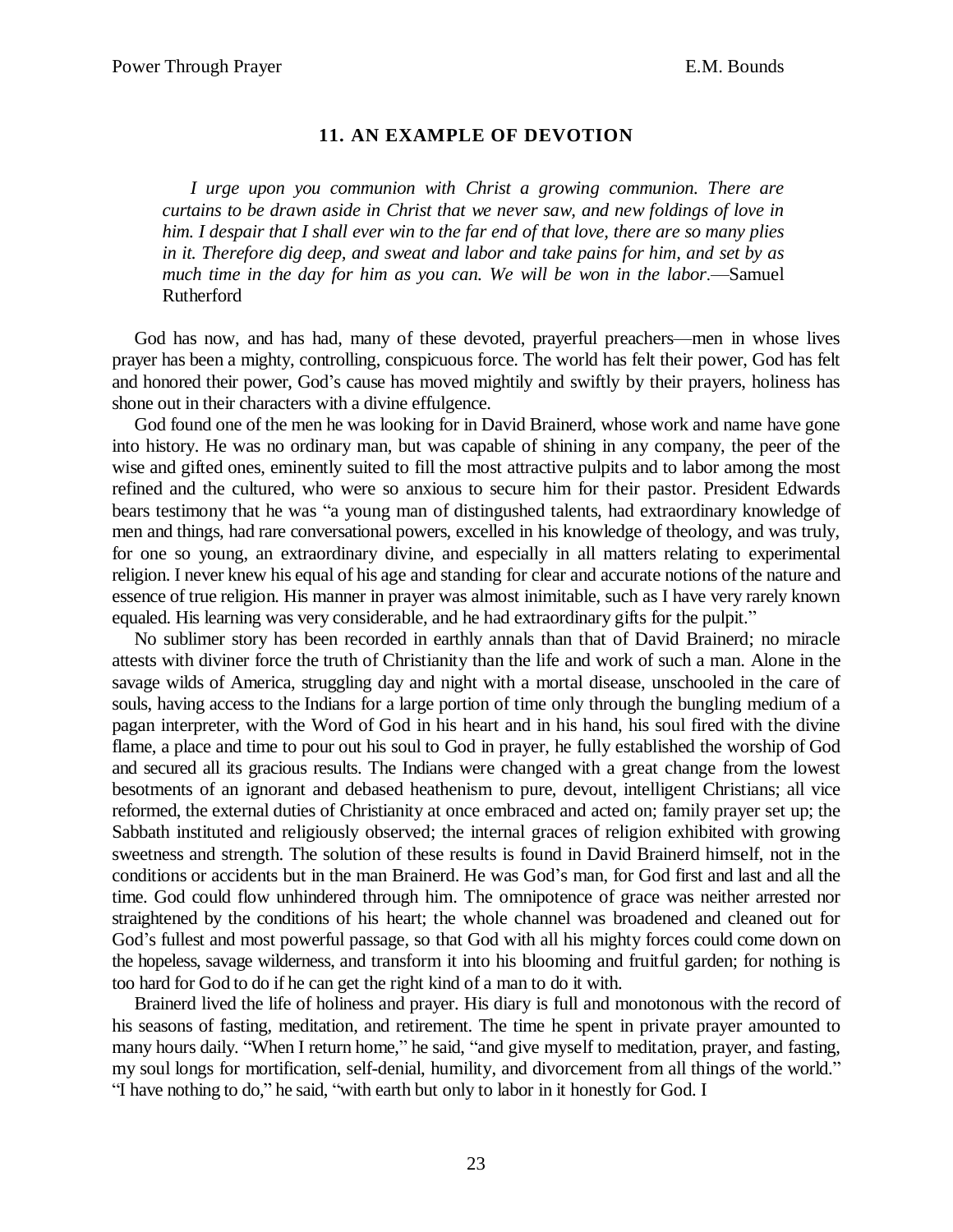## 11. AN EXAMPLE OF DEVOTION

*I urge upon you communion with Christ a growing communion. There are curtains to be drawn aside in Christ that we never saw, and new foldings of love in him. I despair that I shall ever win to the far end of that love, there are so many plies in it. Therefore dig deep, and sweat and labor and take pains for him, and set by as much time in the day for him as you can. We will be won in the labor.*—Samuel Rutherford

God has now, and has had, many of these devoted, prayerful preachers—men in whose lives prayer has been a mighty, controlling, conspicuous force. The world has felt their power, God has felt and honored their power, God's cause has moved mightily and swiftly by their prayers, holiness has shone out in their characters with a divine effulgence.

God found one of the men he was looking for in David Brainerd, whose work and name have gone into history. He was no ordinary man, but was capable of shining in any company, the peer of the wise and gifted ones, eminently suited to fill the most attractive pulpits and to labor among the most refined and the cultured, who were so anxious to secure him for their pastor. President Edwards bears testimony that he was "a young man of distingushed talents, had extraordinary knowledge of men and things, had rare conversational powers, excelled in his knowledge of theology, and was truly, for one so young, an extraordinary divine, and especially in all matters relating to experimental religion. I never knew his equal of his age and standing for clear and accurate notions of the nature and essence of true religion. His manner in prayer was almost inimitable, such as I have very rarely known equaled. His learning was very considerable, and he had extraordinary gifts for the pulpit."

No sublimer story has been recorded in earthly annals than that of David Brainerd; no miracle attests with diviner force the truth of Christianity than the life and work of such a man. Alone in the savage wilds of America, struggling day and night with a mortal disease, unschooled in the care of souls, having access to the Indians for a large portion of time only through the bungling medium of a pagan interpreter, with the Word of God in his heart and in his hand, his soul fired with the divine flame, a place and time to pour out his soul to God in prayer, he fully established the worship of God and secured all its gracious results. The Indians were changed with a great change from the lowest besotments of an ignorant and debased heathenism to pure, devout, intelligent Christians; all vice reformed, the external duties of Christianity at once embraced and acted on; family prayer set up; the Sabbath instituted and religiously observed; the internal graces of religion exhibited with growing sweetness and strength. The solution of these results is found in David Brainerd himself, not in the conditions or accidents but in the man Brainerd. He was God's man, for God first and last and all the time. God could flow unhindered through him. The omnipotence of grace was neither arrested nor straightened by the conditions of his heart; the whole channel was broadened and cleaned out for God's fullest and most powerful passage, so that God with all his mighty forces could come down on the hopeless, savage wilderness, and transform it into his blooming and fruitful garden; for nothing is too hard for God to do if he can get the right kind of a man to do it with.

Brainerd lived the life of holiness and prayer. His diary is full and monotonous with the record of his seasons of fasting, meditation, and retirement. The time he spent in private prayer amounted to many hours daily. "When I return home," he said, "and give myself to meditation, prayer, and fasting, my soul longs for mortification, self-denial, humility, and divorcement from all things of the world." "I have nothing to do," he said, "with earth but only to labor in it honestly for God. I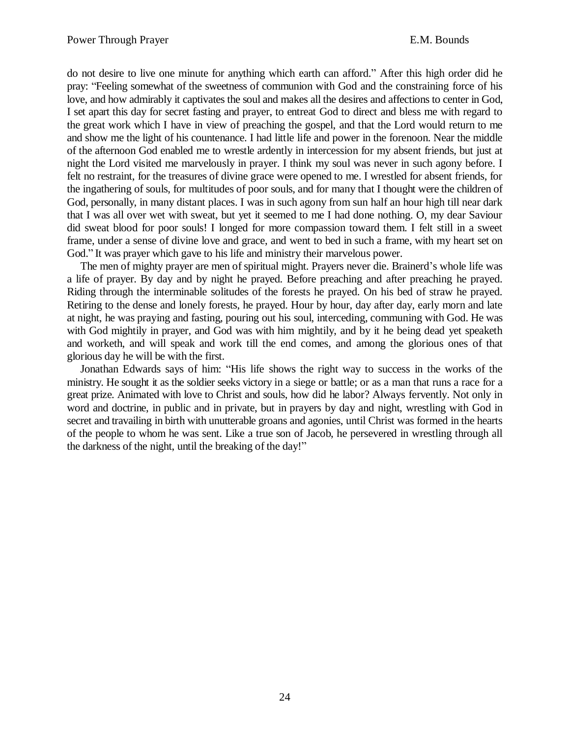do not desire to live one minute for anything which earth can afford." After this high order did he pray: "Feeling somewhat of the sweetness of communion with God and the constraining force of his love, and how admirably it captivates the soul and makes all the desires and affections to center in God, I set apart this day for secret fasting and prayer, to entreat God to direct and bless me with regard to the great work which I have in view of preaching the gospel, and that the Lord would return to me and show me the light of his countenance. I had little life and power in the forenoon. Near the middle of the afternoon God enabled me to wrestle ardently in intercession for my absent friends, but just at night the Lord visited me marvelously in prayer. I think my soul was never in such agony before. I felt no restraint, for the treasures of divine grace were opened to me. I wrestled for absent friends, for the ingathering of souls, for multitudes of poor souls, and for many that I thought were the children of God, personally, in many distant places. I was in such agony from sun half an hour high till near dark that I was all over wet with sweat, but yet it seemed to me I had done nothing. O, my dear Saviour did sweat blood for poor souls! I longed for more compassion toward them. I felt still in a sweet frame, under a sense of divine love and grace, and went to bed in such a frame, with my heart set on God." It was prayer which gave to his life and ministry their marvelous power.

The men of mighty prayer are men of spiritual might. Prayers never die. Brainerd's whole life was a life of prayer. By day and by night he prayed. Before preaching and after preaching he prayed. Riding through the interminable solitudes of the forests he prayed. On his bed of straw he prayed. Retiring to the dense and lonely forests, he prayed. Hour by hour, day after day, early morn and late at night, he was praying and fasting, pouring out his soul, interceding, communing with God. He was with God mightily in prayer, and God was with him mightily, and by it he being dead yet speaketh and worketh, and will speak and work till the end comes, and among the glorious ones of that glorious day he will be with the first.

Jonathan Edwards says of him: "His life shows the right way to success in the works of the ministry. He sought it as the soldier seeks victory in a siege or battle; or as a man that runs a race for a great prize. Animated with love to Christ and souls, how did he labor? Always fervently. Not only in word and doctrine, in public and in private, but in prayers by day and night, wrestling with God in secret and travailing in birth with unutterable groans and agonies, until Christ was formed in the hearts of the people to whom he was sent. Like a true son of Jacob, he persevered in wrestling through all the darkness of the night, until the breaking of the day!"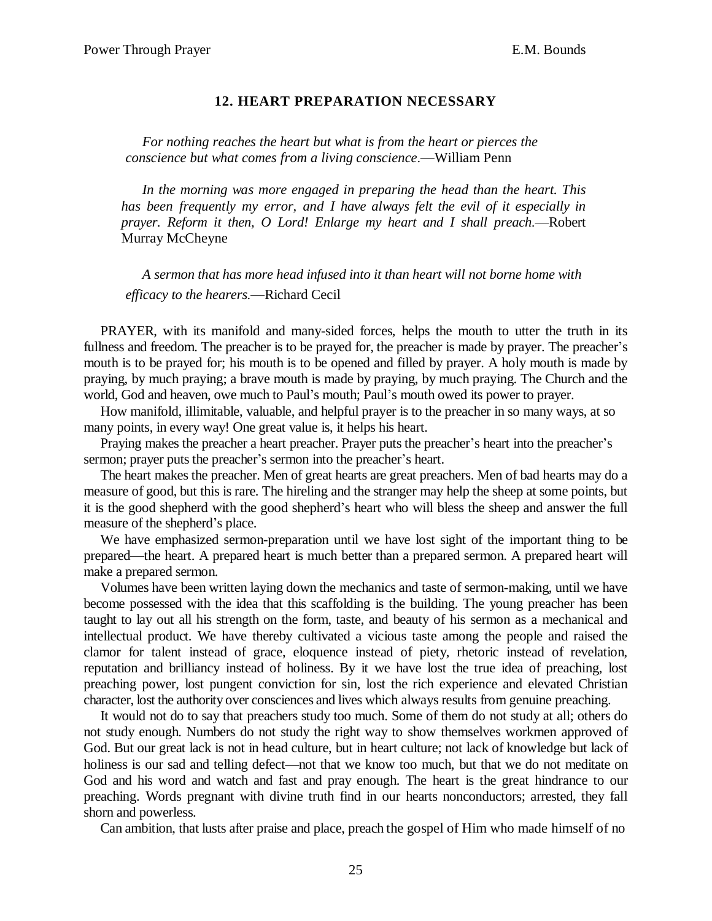## 12. HEART PREPARATION NECESSARY

*For nothing reaches the heart but what is from the heart or pierces the conscience but what comes from a living conscience*.—William Penn

*In the morning was more engaged in preparing the head than the heart. This has been frequently my error, and I have always felt the evil of it especially in prayer. Reform it then, O Lord! Enlarge my heart and I shall preach.*—Robert Murray McCheyne

*A sermon that has more head infused into it than heart will not borne home with efficacy to the hearers.*—Richard Cecil

PRAYER, with its manifold and many-sided forces, helps the mouth to utter the truth in its fullness and freedom. The preacher is to be prayed for, the preacher is made by prayer. The preacher's mouth is to be prayed for; his mouth is to be opened and filled by prayer. A holy mouth is made by praying, by much praying; a brave mouth is made by praying, by much praying. The Church and the world, God and heaven, owe much to Paul's mouth; Paul's mouth owed its power to prayer.

How manifold, illimitable, valuable, and helpful prayer is to the preacher in so many ways, at so many points, in every way! One great value is, it helps his heart.

Praying makes the preacher a heart preacher. Prayer puts the preacher's heart into the preacher's sermon; prayer puts the preacher's sermon into the preacher's heart.

The heart makes the preacher. Men of great hearts are great preachers. Men of bad hearts may do a measure of good, but this is rare. The hireling and the stranger may help the sheep at some points, but it is the good shepherd with the good shepherd's heart who will bless the sheep and answer the full measure of the shepherd's place.

We have emphasized sermon-preparation until we have lost sight of the important thing to be prepared—the heart. A prepared heart is much better than a prepared sermon. A prepared heart will make a prepared sermon.

Volumes have been written laying down the mechanics and taste of sermon-making, until we have become possessed with the idea that this scaffolding is the building. The young preacher has been taught to lay out all his strength on the form, taste, and beauty of his sermon as a mechanical and intellectual product. We have thereby cultivated a vicious taste among the people and raised the clamor for talent instead of grace, eloquence instead of piety, rhetoric instead of revelation, reputation and brilliancy instead of holiness. By it we have lost the true idea of preaching, lost preaching power, lost pungent conviction for sin, lost the rich experience and elevated Christian character, lost the authority over consciences and lives which always results from genuine preaching.

It would not do to say that preachers study too much. Some of them do not study at all; others do not study enough. Numbers do not study the right way to show themselves workmen approved of God. But our great lack is not in head culture, but in heart culture; not lack of knowledge but lack of holiness is our sad and telling defect—not that we know too much, but that we do not meditate on God and his word and watch and fast and pray enough. The heart is the great hindrance to our preaching. Words pregnant with divine truth find in our hearts nonconductors; arrested, they fall shorn and powerless.

Can ambition, that lusts after praise and place, preach the gospel of Him who made himself of no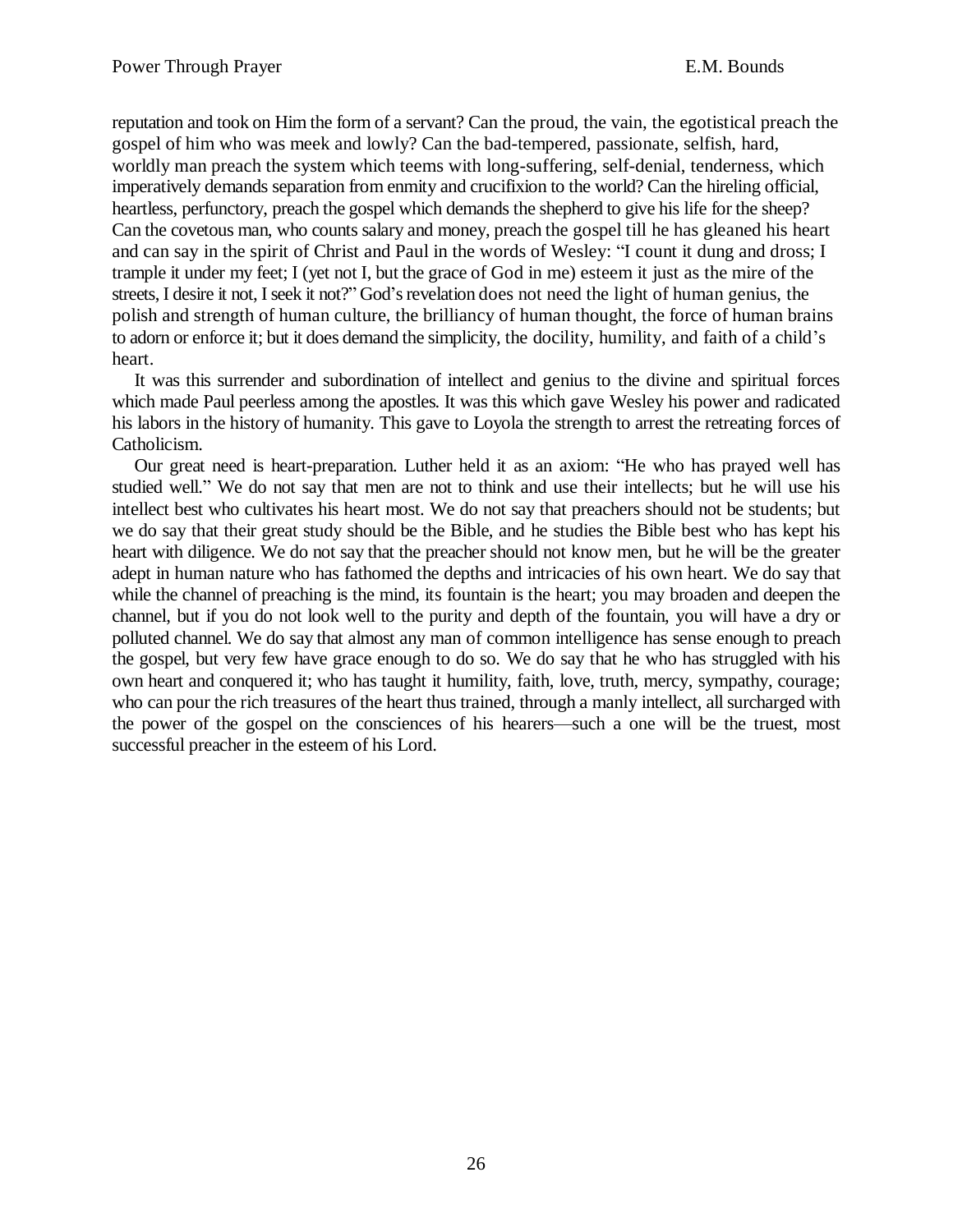reputation and took on Him the form of a servant? Can the proud, the vain, the egotistical preach the gospel of him who was meek and lowly? Can the bad-tempered, passionate, selfish, hard, worldly man preach the system which teems with long-suffering, self-denial, tenderness, which imperatively demands separation from enmity and crucifixion to the world? Can the hireling official, heartless, perfunctory, preach the gospel which demands the shepherd to give his life for the sheep? Can the covetous man, who counts salary and money, preach the gospel till he has gleaned his heart and can say in the spirit of Christ and Paul in the words of Wesley: "I count it dung and dross; I trample it under my feet; I (yet not I, but the grace of God in me) esteem it just as the mire of the streets, I desire it not, I seek it not?" God's revelation does not need the light of human genius, the polish and strength of human culture, the brilliancy of human thought, the force of human brains to adorn or enforce it; but it does demand the simplicity, the docility, humility, and faith of a child's heart.

It was this surrender and subordination of intellect and genius to the divine and spiritual forces which made Paul peerless among the apostles. It was this which gave Wesley his power and radicated his labors in the history of humanity. This gave to Loyola the strength to arrest the retreating forces of Catholicism.

Our great need is heart-preparation. Luther held it as an axiom: "He who has prayed well has studied well." We do not say that men are not to think and use their intellects; but he will use his intellect best who cultivates his heart most. We do not say that preachers should not be students; but we do say that their great study should be the Bible, and he studies the Bible best who has kept his heart with diligence. We do not say that the preacher should not know men, but he will be the greater adept in human nature who has fathomed the depths and intricacies of his own heart. We do say that while the channel of preaching is the mind, its fountain is the heart; you may broaden and deepen the channel, but if you do not look well to the purity and depth of the fountain, you will have a dry or polluted channel. We do say that almost any man of common intelligence has sense enough to preach the gospel, but very few have grace enough to do so. We do say that he who has struggled with his own heart and conquered it; who has taught it humility, faith, love, truth, mercy, sympathy, courage; who can pour the rich treasures of the heart thus trained, through a manly intellect, all surcharged with the power of the gospel on the consciences of his hearers—such a one will be the truest, most successful preacher in the esteem of his Lord.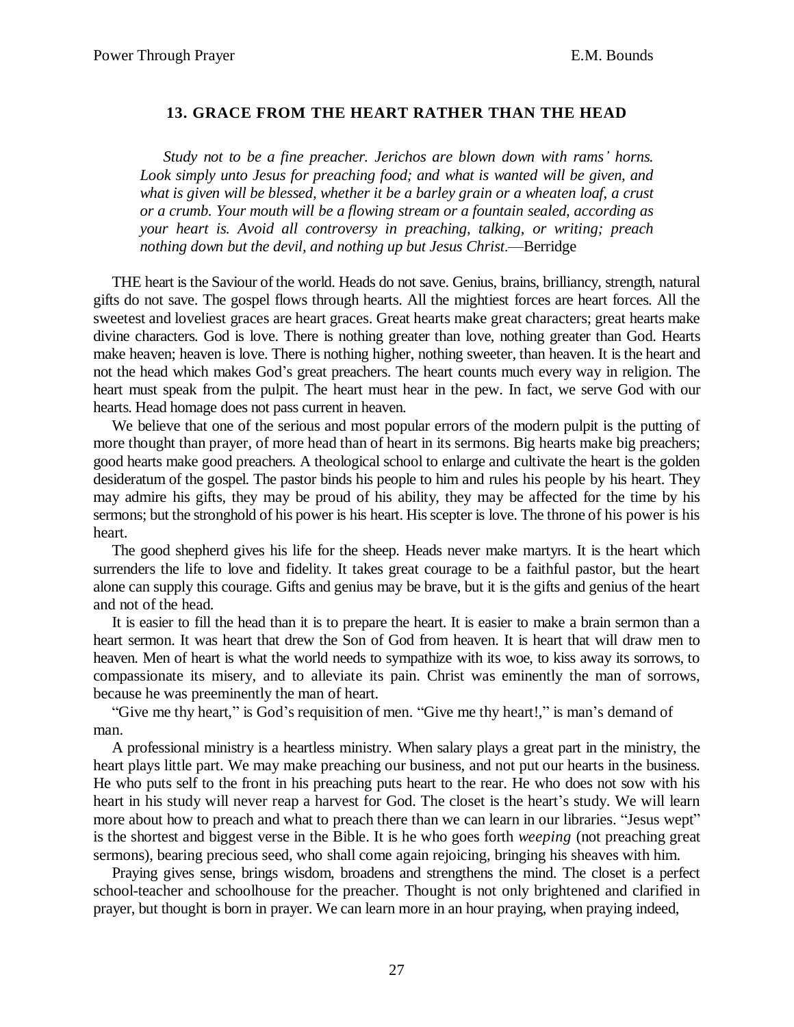## 13. GRACE FROM THE HEART RATHER THAN THE HEAD

> *Study not to be a fine preacher. Jerichos are blown down with rams' horns. Look simply unto Jesus for preaching food; and what is wanted will be given, and what is given will be blessed, whether it be a barley grain or a wheaten loaf, a crust or a crumb. Your mouth will be a flowing stream or a fountain sealed, according as your heart is. Avoid all controversy in preaching, talking, or writing; preach nothing down but the devil, and nothing up but Jesus Christ.*—Berridge

THE heart is the Saviour of the world. Heads do not save. Genius, brains, brilliancy, strength, natural gifts do not save. The gospel flows through hearts. All the mightiest forces are heart forces. All the sweetest and loveliest graces are heart graces. Great hearts make great characters; great hearts make divine characters. God is love. There is nothing greater than love, nothing greater than God. Hearts make heaven; heaven is love. There is nothing higher, nothing sweeter, than heaven. It is the heart and not the head which makes God's great preachers. The heart counts much every way in religion. The heart must speak from the pulpit. The heart must hear in the pew. In fact, we serve God with our hearts. Head homage does not pass current in heaven.

We believe that one of the serious and most popular errors of the modern pulpit is the putting of more thought than prayer, of more head than of heart in its sermons. Big hearts make big preachers; good hearts make good preachers. A theological school to enlarge and cultivate the heart is the golden desideratum of the gospel. The pastor binds his people to him and rules his people by his heart. They may admire his gifts, they may be proud of his ability, they may be affected for the time by his sermons; but the stronghold of his power is his heart. His scepter is love. The throne of his power is his heart.

The good shepherd gives his life for the sheep. Heads never make martyrs. It is the heart which surrenders the life to love and fidelity. It takes great courage to be a faithful pastor, but the heart alone can supply this courage. Gifts and genius may be brave, but it is the gifts and genius of the heart and not of the head.

It is easier to fill the head than it is to prepare the heart. It is easier to make a brain sermon than a heart sermon. It was heart that drew the Son of God from heaven. It is heart that will draw men to heaven. Men of heart is what the world needs to sympathize with its woe, to kiss away its sorrows, to compassionate its misery, and to alleviate its pain. Christ was eminently the man of sorrows, because he was preeminently the man of heart.

"Give me thy heart," is God's requisition of men. "Give me thy heart!," is man's demand of man.

A professional ministry is a heartless ministry. When salary plays a great part in the ministry, the heart plays little part. We may make preaching our business, and not put our hearts in the business. He who puts self to the front in his preaching puts heart to the rear. He who does not sow with his heart in his study will never reap a harvest for God. The closet is the heart's study. We will learn more about how to preach and what to preach there than we can learn in our libraries. "Jesus wept" is the shortest and biggest verse in the Bible. It is he who goes forth *weeping* (not preaching great sermons), bearing precious seed, who shall come again rejoicing, bringing his sheaves with him.

Praying gives sense, brings wisdom, broadens and strengthens the mind. The closet is a perfect school-teacher and schoolhouse for the preacher. Thought is not only brightened and clarified in prayer, but thought is born in prayer. We can learn more in an hour praying, when praying indeed,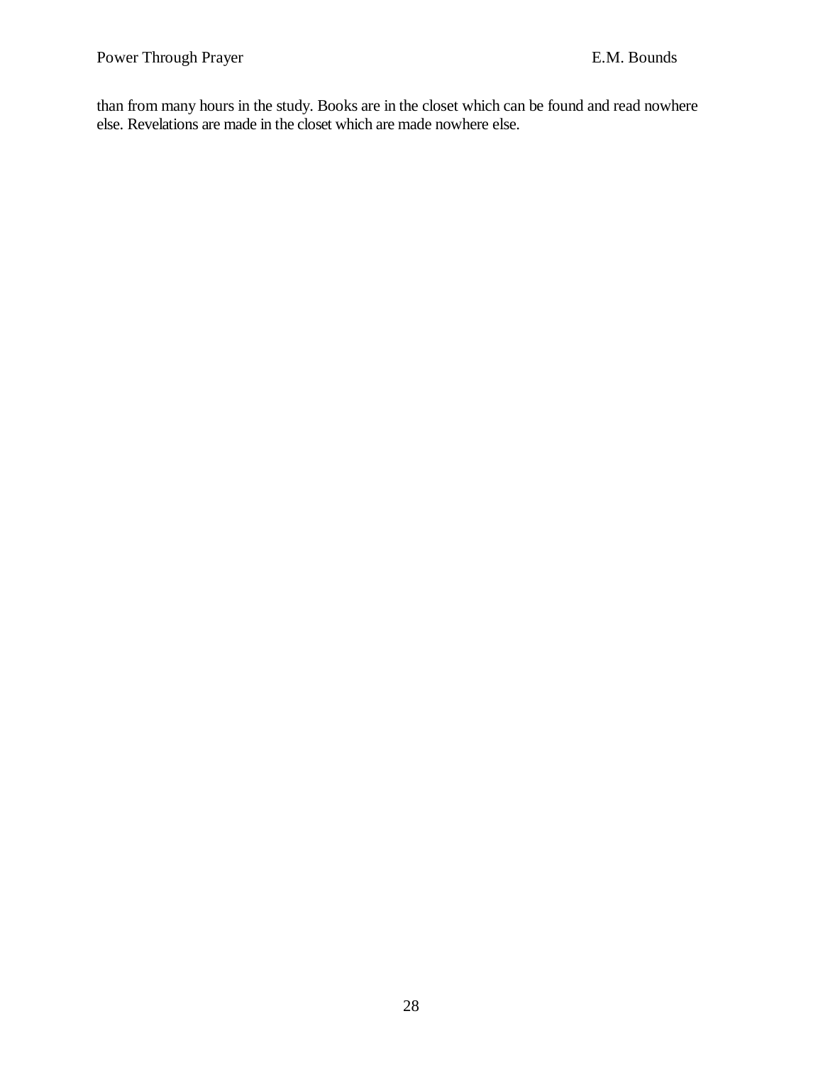than from many hours in the study. Books are in the closet which can be found and read nowhere else. Revelations are made in the closet which are made nowhere else.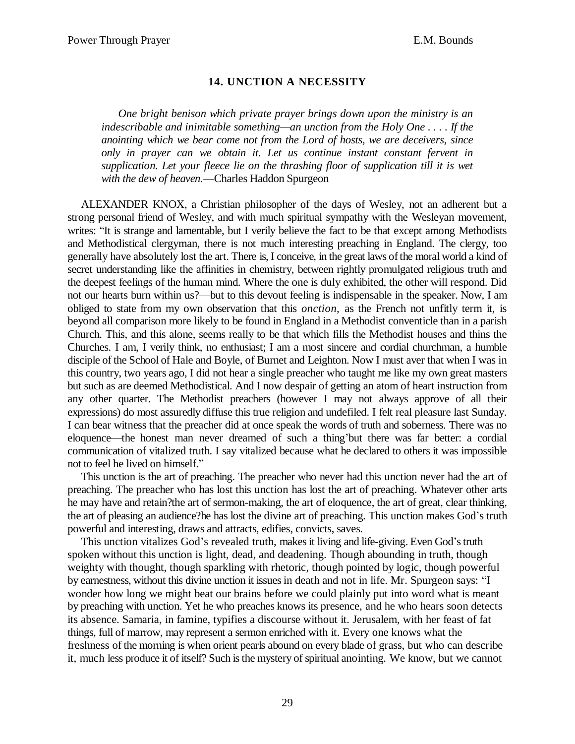## 14. UNCTION A NECESSITY

*One bright benison which private prayer brings down upon the ministry is an indescribable and inimitable something—an unction from the Holy One . . . . If the anointing which we bear come not from the Lord of hosts, we are deceivers, since only in prayer can we obtain it. Let us continue instant constant fervent in supplication. Let your fleece lie on the thrashing floor of supplication till it is wet with the dew of heaven*.—Charles Haddon Spurgeon

ALEXANDER KNOX, a Christian philosopher of the days of Wesley, not an adherent but a strong personal friend of Wesley, and with much spiritual sympathy with the Wesleyan movement, writes: "It is strange and lamentable, but I verily believe the fact to be that except among Methodists and Methodistical clergyman, there is not much interesting preaching in England. The clergy, too generally have absolutely lost the art. There is, I conceive, in the great laws of the moral world a kind of secret understanding like the affinities in chemistry, between rightly promulgated religious truth and the deepest feelings of the human mind. Where the one is duly exhibited, the other will respond. Did not our hearts burn within us?—but to this devout feeling is indispensable in the speaker. Now, I am obliged to state from my own observation that this *onction,* as the French not unfitly term it, is beyond all comparison more likely to be found in England in a Methodist conventicle than in a parish Church. This, and this alone, seems really to be that which fills the Methodist houses and thins the Churches. I am, I verily think, no enthusiast; I am a most sincere and cordial churchman, a humble disciple of the School of Hale and Boyle, of Burnet and Leighton. Now I must aver that when I was in this country, two years ago, I did not hear a single preacher who taught me like my own great masters but such as are deemed Methodistical. And I now despair of getting an atom of heart instruction from any other quarter. The Methodist preachers (however I may not always approve of all their expressions) do most assuredly diffuse this true religion and undefiled. I felt real pleasure last Sunday. I can bear witness that the preacher did at once speak the words of truth and soberness. There was no eloquence—the honest man never dreamed of such a thing'but there was far better: a cordial communication of vitalized truth. I say vitalized because what he declared to others it was impossible not to feel he lived on himself."

This unction is the art of preaching. The preacher who never had this unction never had the art of preaching. The preacher who has lost this unction has lost the art of preaching. Whatever other arts he may have and retain?the art of sermon-making, the art of eloquence, the art of great, clear thinking, the art of pleasing an audience?he has lost the divine art of preaching. This unction makes God's truth powerful and interesting, draws and attracts, edifies, convicts, saves.

This unction vitalizes God's revealed truth, makes it living and life-giving. Even God's truth spoken without this unction is light, dead, and deadening. Though abounding in truth, though weighty with thought, though sparkling with rhetoric, though pointed by logic, though powerful by earnestness, without this divine unction it issues in death and not in life. Mr. Spurgeon says: "I wonder how long we might beat our brains before we could plainly put into word what is meant by preaching with unction. Yet he who preaches knows its presence, and he who hears soon detects its absence. Samaria, in famine, typifies a discourse without it. Jerusalem, with her feast of fat things, full of marrow, may represent a sermon enriched with it. Every one knows what the freshness of the morning is when orient pearls abound on every blade of grass, but who can describe it, much less produce it of itself? Such is the mystery of spiritual anointing. We know, but we cannot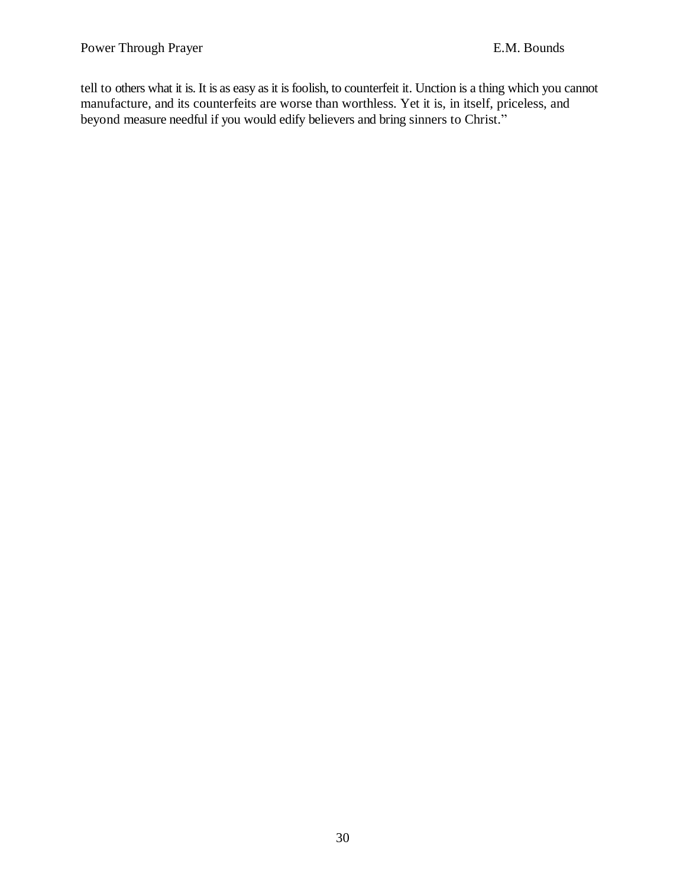tell to others what it is. It is as easy as it is foolish, to counterfeit it. Unction is a thing which you cannot manufacture, and its counterfeits are worse than worthless. Yet it is, in itself, priceless, and beyond measure needful if you would edify believers and bring sinners to Christ."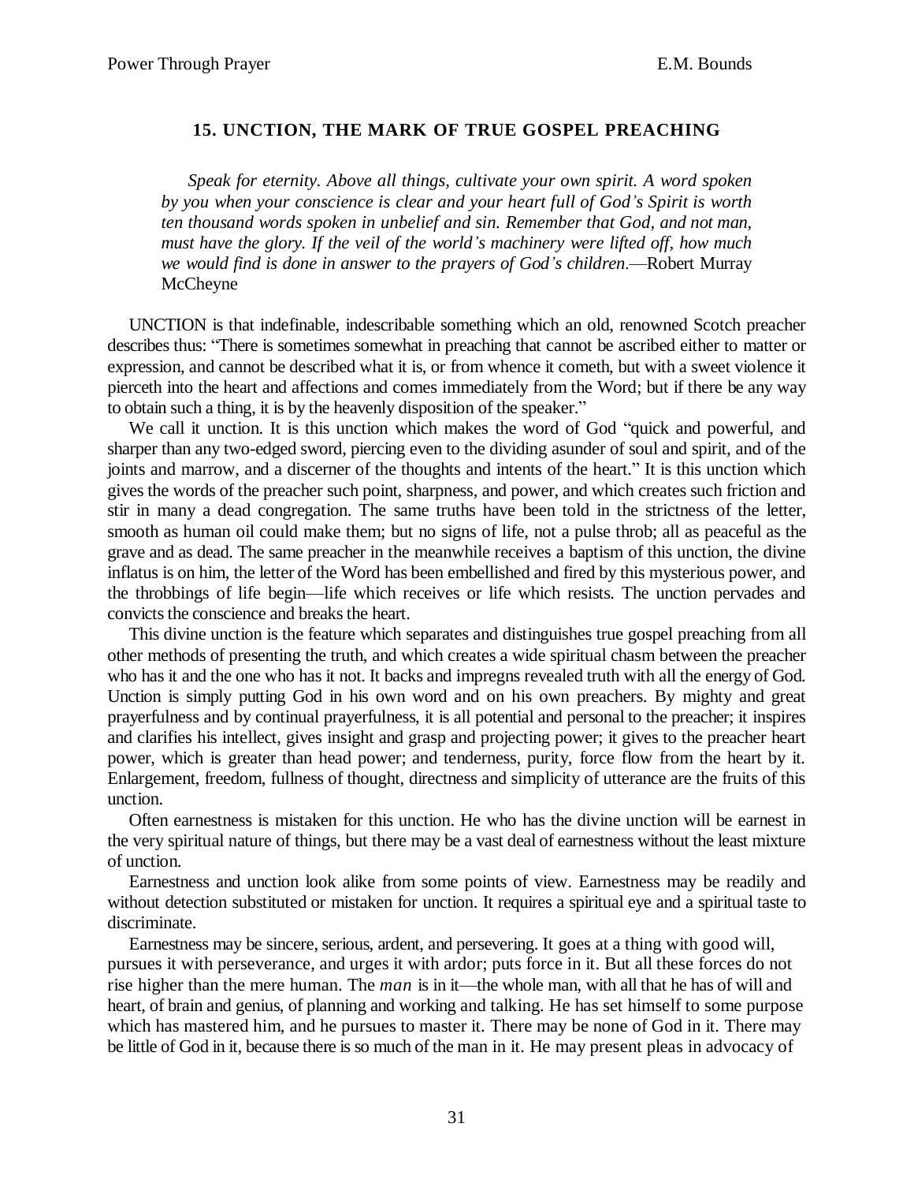## 15. UNCTION, THE MARK OF TRUE GOSPEL PREACHING

> *Speak for eternity. Above all things, cultivate your own spirit. A word spoken by you when your conscience is clear and your heart full of God's Spirit is worth ten thousand words spoken in unbelief and sin. Remember that God, and not man, must have the glory. If the veil of the world's machinery were lifted off, how much we would find is done in answer to the prayers of God's children.*—Robert Murray McCheyne

UNCTION is that indefinable, indescribable something which an old, renowned Scotch preacher describes thus: "There is sometimes somewhat in preaching that cannot be ascribed either to matter or expression, and cannot be described what it is, or from whence it cometh, but with a sweet violence it pierceth into the heart and affections and comes immediately from the Word; but if there be any way to obtain such a thing, it is by the heavenly disposition of the speaker."

We call it unction. It is this unction which makes the word of God "quick and powerful, and sharper than any two-edged sword, piercing even to the dividing asunder of soul and spirit, and of the joints and marrow, and a discerner of the thoughts and intents of the heart." It is this unction which gives the words of the preacher such point, sharpness, and power, and which creates such friction and stir in many a dead congregation. The same truths have been told in the strictness of the letter, smooth as human oil could make them; but no signs of life, not a pulse throb; all as peaceful as the grave and as dead. The same preacher in the meanwhile receives a baptism of this unction, the divine inflatus is on him, the letter of the Word has been embellished and fired by this mysterious power, and the throbbings of life begin—life which receives or life which resists. The unction pervades and convicts the conscience and breaks the heart.

This divine unction is the feature which separates and distinguishes true gospel preaching from all other methods of presenting the truth, and which creates a wide spiritual chasm between the preacher who has it and the one who has it not. It backs and impregns revealed truth with all the energy of God. Unction is simply putting God in his own word and on his own preachers. By mighty and great prayerfulness and by continual prayerfulness, it is all potential and personal to the preacher; it inspires and clarifies his intellect, gives insight and grasp and projecting power; it gives to the preacher heart power, which is greater than head power; and tenderness, purity, force flow from the heart by it. Enlargement, freedom, fullness of thought, directness and simplicity of utterance are the fruits of this unction.

Often earnestness is mistaken for this unction. He who has the divine unction will be earnest in the very spiritual nature of things, but there may be a vast deal of earnestness without the least mixture of unction.

Earnestness and unction look alike from some points of view. Earnestness may be readily and without detection substituted or mistaken for unction. It requires a spiritual eye and a spiritual taste to discriminate.

Earnestness may be sincere, serious, ardent, and persevering. It goes at a thing with good will, pursues it with perseverance, and urges it with ardor; puts force in it. But all these forces do not rise higher than the mere human. The *man* is in it—the whole man, with all that he has of will and heart, of brain and genius, of planning and working and talking. He has set himself to some purpose which has mastered him, and he pursues to master it. There may be none of God in it. There may be little of God in it, because there is so much of the man in it. He may present pleas in advocacy of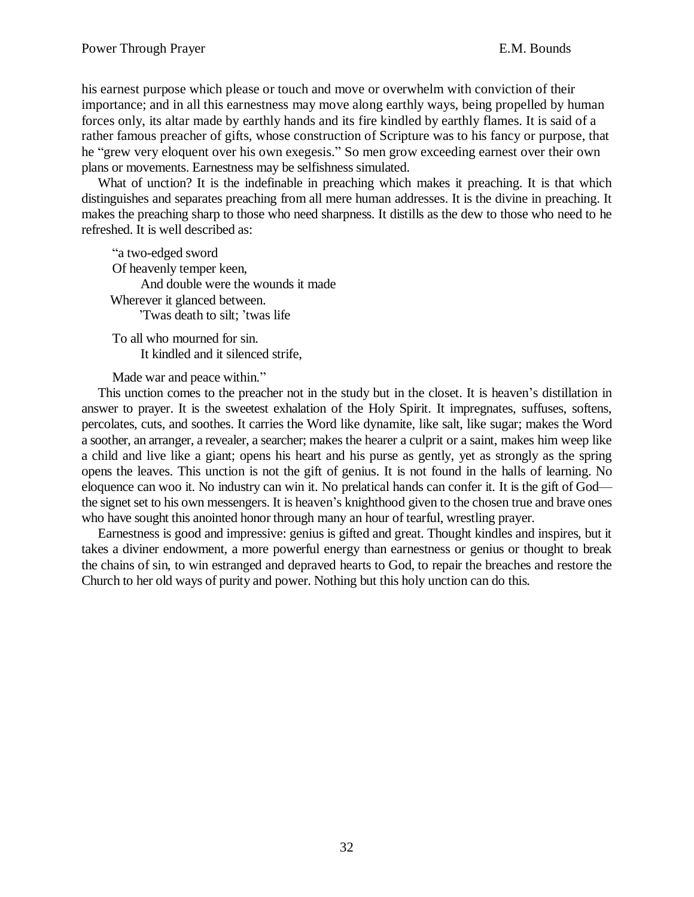his earnest purpose which please or touch and move or overwhelm with conviction of their importance; and in all this earnestness may move along earthly ways, being propelled by human forces only, its altar made by earthly hands and its fire kindled by earthly flames. It is said of a rather famous preacher of gifts, whose construction of Scripture was to his fancy or purpose, that he "grew very eloquent over his own exegesis." So men grow exceeding earnest over their own plans or movements. Earnestness may be selfishness simulated.

What of unction? It is the indefinable in preaching which makes it preaching. It is that which distinguishes and separates preaching from all mere human addresses. It is the divine in preaching. It makes the preaching sharp to those who need sharpness. It distills as the dew to those who need to he refreshed. It is well described as:

> "a two-edged sword
> Of heavenly temper keen,
> And double were the wounds it made
> Wherever it glanced between.
> 'Twas death to silt; 'twas life
>
> To all who mourned for sin.
> It kindled and it silenced strife,
>
> Made war and peace within."

This unction comes to the preacher not in the study but in the closet. It is heaven's distillation in answer to prayer. It is the sweetest exhalation of the Holy Spirit. It impregnates, suffuses, softens, percolates, cuts, and soothes. It carries the Word like dynamite, like salt, like sugar; makes the Word a soother, an arranger, a revealer, a searcher; makes the hearer a culprit or a saint, makes him weep like a child and live like a giant; opens his heart and his purse as gently, yet as strongly as the spring opens the leaves. This unction is not the gift of genius. It is not found in the halls of learning. No eloquence can woo it. No industry can win it. No prelatical hands can confer it. It is the gift of God—the signet set to his own messengers. It is heaven's knighthood given to the chosen true and brave ones who have sought this anointed honor through many an hour of tearful, wrestling prayer.

Earnestness is good and impressive: genius is gifted and great. Thought kindles and inspires, but it takes a diviner endowment, a more powerful energy than earnestness or genius or thought to break the chains of sin, to win estranged and depraved hearts to God, to repair the breaches and restore the Church to her old ways of purity and power. Nothing but this holy unction can do this.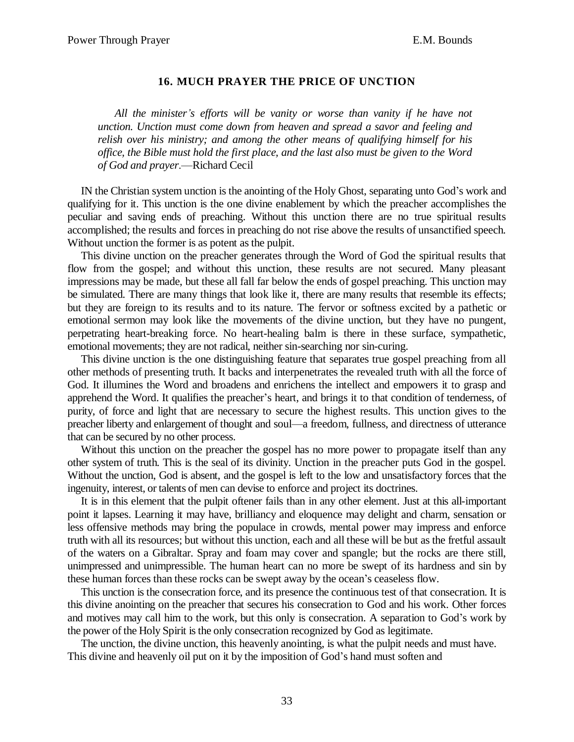## 16. MUCH PRAYER THE PRICE OF UNCTION

*All the minister's efforts will be vanity or worse than vanity if he have not unction. Unction must come down from heaven and spread a savor and feeling and relish over his ministry; and among the other means of qualifying himself for his office, the Bible must hold the first place, and the last also must be given to the Word of God and prayer*.—Richard Cecil

IN the Christian system unction is the anointing of the Holy Ghost, separating unto God's work and qualifying for it. This unction is the one divine enablement by which the preacher accomplishes the peculiar and saving ends of preaching. Without this unction there are no true spiritual results accomplished; the results and forces in preaching do not rise above the results of unsanctified speech. Without unction the former is as potent as the pulpit.

This divine unction on the preacher generates through the Word of God the spiritual results that flow from the gospel; and without this unction, these results are not secured. Many pleasant impressions may be made, but these all fall far below the ends of gospel preaching. This unction may be simulated. There are many things that look like it, there are many results that resemble its effects; but they are foreign to its results and to its nature. The fervor or softness excited by a pathetic or emotional sermon may look like the movements of the divine unction, but they have no pungent, perpetrating heart-breaking force. No heart-healing balm is there in these surface, sympathetic, emotional movements; they are not radical, neither sin-searching nor sin-curing.

This divine unction is the one distinguishing feature that separates true gospel preaching from all other methods of presenting truth. It backs and interpenetrates the revealed truth with all the force of God. It illumines the Word and broadens and enrichens the intellect and empowers it to grasp and apprehend the Word. It qualifies the preacher's heart, and brings it to that condition of tenderness, of purity, of force and light that are necessary to secure the highest results. This unction gives to the preacher liberty and enlargement of thought and soul—a freedom, fullness, and directness of utterance that can be secured by no other process.

Without this unction on the preacher the gospel has no more power to propagate itself than any other system of truth. This is the seal of its divinity. Unction in the preacher puts God in the gospel. Without the unction, God is absent, and the gospel is left to the low and unsatisfactory forces that the ingenuity, interest, or talents of men can devise to enforce and project its doctrines.

It is in this element that the pulpit oftener fails than in any other element. Just at this all-important point it lapses. Learning it may have, brilliancy and eloquence may delight and charm, sensation or less offensive methods may bring the populace in crowds, mental power may impress and enforce truth with all its resources; but without this unction, each and all these will be but as the fretful assault of the waters on a Gibraltar. Spray and foam may cover and spangle; but the rocks are there still, unimpressed and unimpressible. The human heart can no more be swept of its hardness and sin by these human forces than these rocks can be swept away by the ocean's ceaseless flow.

This unction is the consecration force, and its presence the continuous test of that consecration. It is this divine anointing on the preacher that secures his consecration to God and his work. Other forces and motives may call him to the work, but this only is consecration. A separation to God's work by the power of the Holy Spirit is the only consecration recognized by God as legitimate.

The unction, the divine unction, this heavenly anointing, is what the pulpit needs and must have. This divine and heavenly oil put on it by the imposition of God's hand must soften and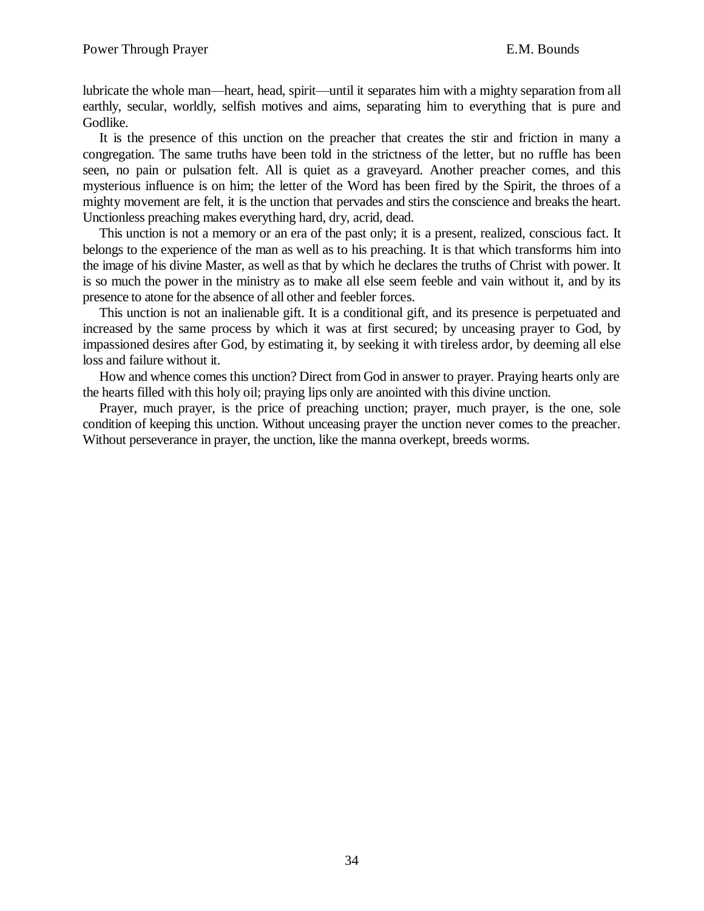lubricate the whole man—heart, head, spirit—until it separates him with a mighty separation from all earthly, secular, worldly, selfish motives and aims, separating him to everything that is pure and Godlike.

It is the presence of this unction on the preacher that creates the stir and friction in many a congregation. The same truths have been told in the strictness of the letter, but no ruffle has been seen, no pain or pulsation felt. All is quiet as a graveyard. Another preacher comes, and this mysterious influence is on him; the letter of the Word has been fired by the Spirit, the throes of a mighty movement are felt, it is the unction that pervades and stirs the conscience and breaks the heart. Unctionless preaching makes everything hard, dry, acrid, dead.

This unction is not a memory or an era of the past only; it is a present, realized, conscious fact. It belongs to the experience of the man as well as to his preaching. It is that which transforms him into the image of his divine Master, as well as that by which he declares the truths of Christ with power. It is so much the power in the ministry as to make all else seem feeble and vain without it, and by its presence to atone for the absence of all other and feebler forces.

This unction is not an inalienable gift. It is a conditional gift, and its presence is perpetuated and increased by the same process by which it was at first secured; by unceasing prayer to God, by impassioned desires after God, by estimating it, by seeking it with tireless ardor, by deeming all else loss and failure without it.

How and whence comes this unction? Direct from God in answer to prayer. Praying hearts only are the hearts filled with this holy oil; praying lips only are anointed with this divine unction.

Prayer, much prayer, is the price of preaching unction; prayer, much prayer, is the one, sole condition of keeping this unction. Without unceasing prayer the unction never comes to the preacher. Without perseverance in prayer, the unction, like the manna overkept, breeds worms.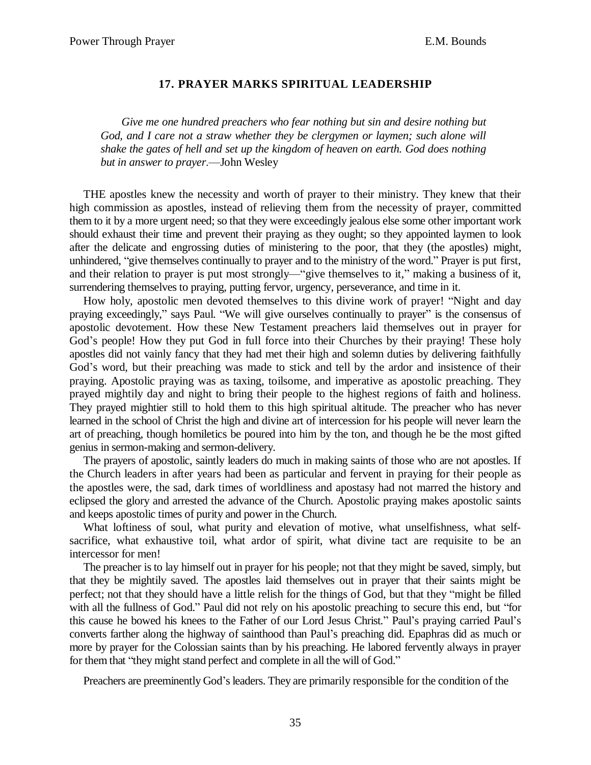## 17. PRAYER MARKS SPIRITUAL LEADERSHIP

> *Give me one hundred preachers who fear nothing but sin and desire nothing but God, and I care not a straw whether they be clergymen or laymen; such alone will shake the gates of hell and set up the kingdom of heaven on earth. God does nothing but in answer to prayer.*—John Wesley

THE apostles knew the necessity and worth of prayer to their ministry. They knew that their high commission as apostles, instead of relieving them from the necessity of prayer, committed them to it by a more urgent need; so that they were exceedingly jealous else some other important work should exhaust their time and prevent their praying as they ought; so they appointed laymen to look after the delicate and engrossing duties of ministering to the poor, that they (the apostles) might, unhindered, "give themselves continually to prayer and to the ministry of the word." Prayer is put first, and their relation to prayer is put most strongly—"give themselves to it," making a business of it, surrendering themselves to praying, putting fervor, urgency, perseverance, and time in it.

How holy, apostolic men devoted themselves to this divine work of prayer! "Night and day praying exceedingly," says Paul. "We will give ourselves continually to prayer" is the consensus of apostolic devotement. How these New Testament preachers laid themselves out in prayer for God's people! How they put God in full force into their Churches by their praying! These holy apostles did not vainly fancy that they had met their high and solemn duties by delivering faithfully God's word, but their preaching was made to stick and tell by the ardor and insistence of their praying. Apostolic praying was as taxing, toilsome, and imperative as apostolic preaching. They prayed mightily day and night to bring their people to the highest regions of faith and holiness. They prayed mightier still to hold them to this high spiritual altitude. The preacher who has never learned in the school of Christ the high and divine art of intercession for his people will never learn the art of preaching, though homiletics be poured into him by the ton, and though he be the most gifted genius in sermon-making and sermon-delivery.

The prayers of apostolic, saintly leaders do much in making saints of those who are not apostles. If the Church leaders in after years had been as particular and fervent in praying for their people as the apostles were, the sad, dark times of worldliness and apostasy had not marred the history and eclipsed the glory and arrested the advance of the Church. Apostolic praying makes apostolic saints and keeps apostolic times of purity and power in the Church.

What loftiness of soul, what purity and elevation of motive, what unselfishness, what self-sacrifice, what exhaustive toil, what ardor of spirit, what divine tact are requisite to be an intercessor for men!

The preacher is to lay himself out in prayer for his people; not that they might be saved, simply, but that they be mightily saved. The apostles laid themselves out in prayer that their saints might be perfect; not that they should have a little relish for the things of God, but that they "might be filled with all the fullness of God." Paul did not rely on his apostolic preaching to secure this end, but "for this cause he bowed his knees to the Father of our Lord Jesus Christ." Paul's praying carried Paul's converts farther along the highway of sainthood than Paul's preaching did. Epaphras did as much or more by prayer for the Colossian saints than by his preaching. He labored fervently always in prayer for them that "they might stand perfect and complete in all the will of God."

Preachers are preeminently God's leaders. They are primarily responsible for the condition of the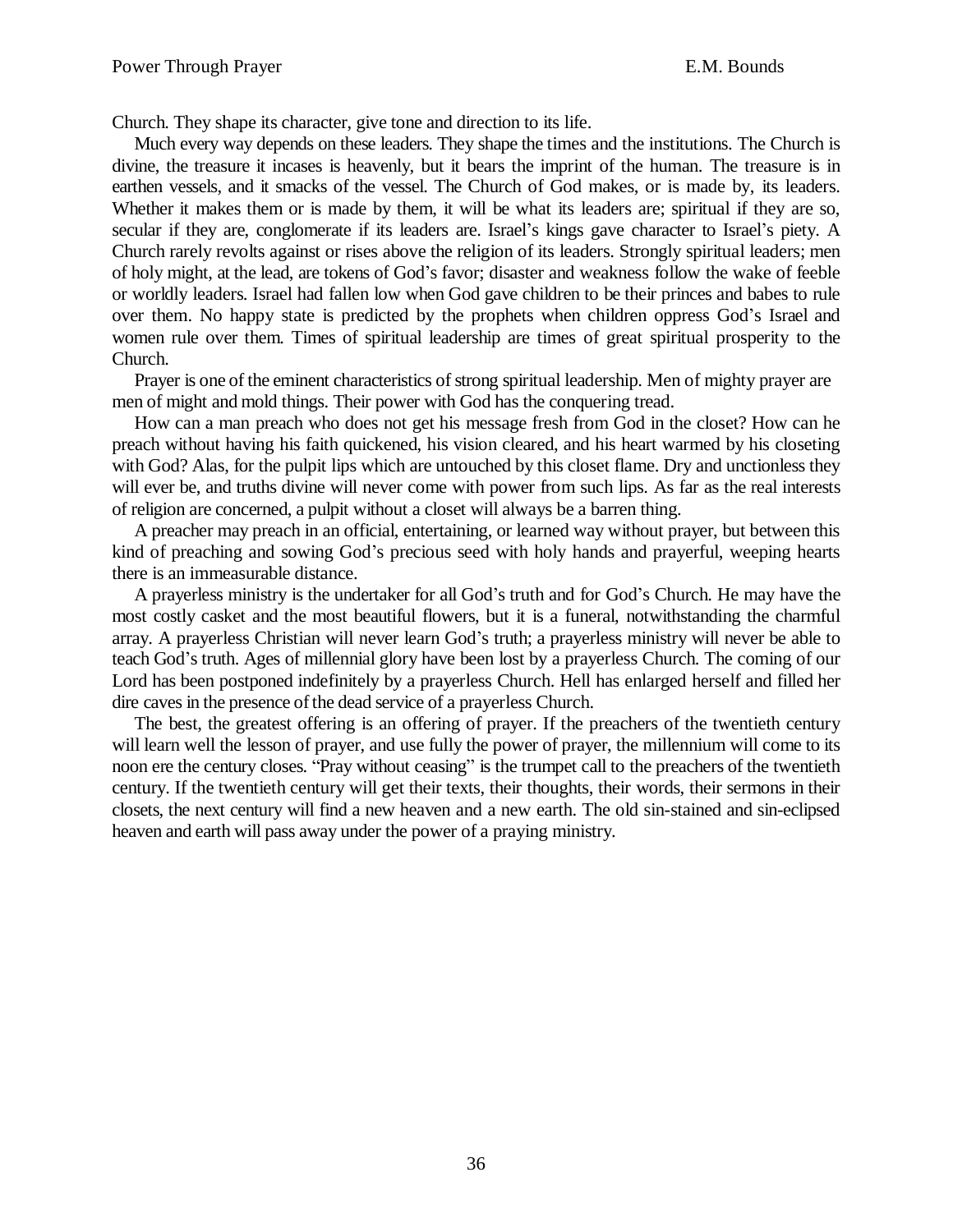Church. They shape its character, give tone and direction to its life.

Much every way depends on these leaders. They shape the times and the institutions. The Church is divine, the treasure it incases is heavenly, but it bears the imprint of the human. The treasure is in earthen vessels, and it smacks of the vessel. The Church of God makes, or is made by, its leaders. Whether it makes them or is made by them, it will be what its leaders are; spiritual if they are so, secular if they are, conglomerate if its leaders are. Israel's kings gave character to Israel's piety. A Church rarely revolts against or rises above the religion of its leaders. Strongly spiritual leaders; men of holy might, at the lead, are tokens of God's favor; disaster and weakness follow the wake of feeble or worldly leaders. Israel had fallen low when God gave children to be their princes and babes to rule over them. No happy state is predicted by the prophets when children oppress God's Israel and women rule over them. Times of spiritual leadership are times of great spiritual prosperity to the Church.

Prayer is one of the eminent characteristics of strong spiritual leadership. Men of mighty prayer are men of might and mold things. Their power with God has the conquering tread.

How can a man preach who does not get his message fresh from God in the closet? How can he preach without having his faith quickened, his vision cleared, and his heart warmed by his closeting with God? Alas, for the pulpit lips which are untouched by this closet flame. Dry and unctionless they will ever be, and truths divine will never come with power from such lips. As far as the real interests of religion are concerned, a pulpit without a closet will always be a barren thing.

A preacher may preach in an official, entertaining, or learned way without prayer, but between this kind of preaching and sowing God's precious seed with holy hands and prayerful, weeping hearts there is an immeasurable distance.

A prayerless ministry is the undertaker for all God's truth and for God's Church. He may have the most costly casket and the most beautiful flowers, but it is a funeral, notwithstanding the charmful array. A prayerless Christian will never learn God's truth; a prayerless ministry will never be able to teach God's truth. Ages of millennial glory have been lost by a prayerless Church. The coming of our Lord has been postponed indefinitely by a prayerless Church. Hell has enlarged herself and filled her dire caves in the presence of the dead service of a prayerless Church.

The best, the greatest offering is an offering of prayer. If the preachers of the twentieth century will learn well the lesson of prayer, and use fully the power of prayer, the millennium will come to its noon ere the century closes. "Pray without ceasing" is the trumpet call to the preachers of the twentieth century. If the twentieth century will get their texts, their thoughts, their words, their sermons in their closets, the next century will find a new heaven and a new earth. The old sin-stained and sin-eclipsed heaven and earth will pass away under the power of a praying ministry.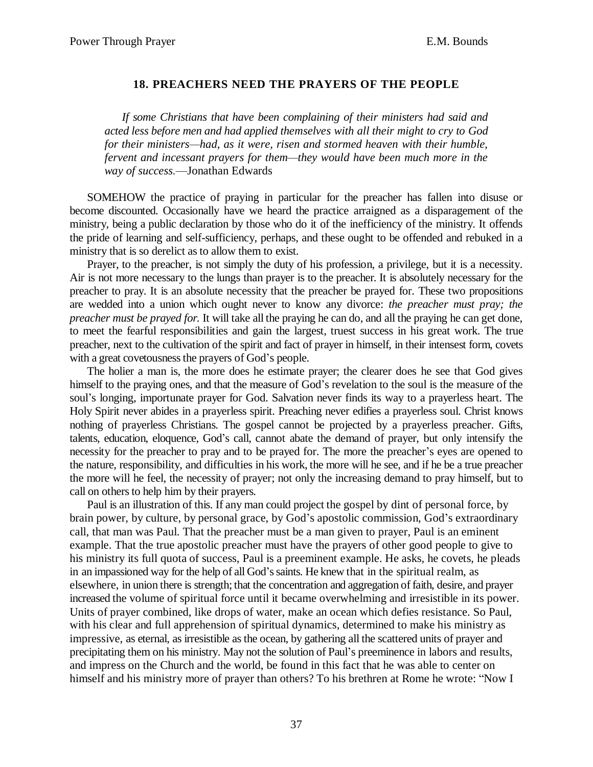## 18. PREACHERS NEED THE PRAYERS OF THE PEOPLE

*If some Christians that have been complaining of their ministers had said and acted less before men and had applied themselves with all their might to cry to God for their ministers—had, as it were, risen and stormed heaven with their humble, fervent and incessant prayers for them—they would have been much more in the way of success.*—Jonathan Edwards

SOMEHOW the practice of praying in particular for the preacher has fallen into disuse or become discounted. Occasionally have we heard the practice arraigned as a disparagement of the ministry, being a public declaration by those who do it of the inefficiency of the ministry. It offends the pride of learning and self-sufficiency, perhaps, and these ought to be offended and rebuked in a ministry that is so derelict as to allow them to exist.

Prayer, to the preacher, is not simply the duty of his profession, a privilege, but it is a necessity. Air is not more necessary to the lungs than prayer is to the preacher. It is absolutely necessary for the preacher to pray. It is an absolute necessity that the preacher be prayed for. These two propositions are wedded into a union which ought never to know any divorce: *the preacher must pray; the preacher must be prayed for.* It will take all the praying he can do, and all the praying he can get done, to meet the fearful responsibilities and gain the largest, truest success in his great work. The true preacher, next to the cultivation of the spirit and fact of prayer in himself, in their intensest form, covets with a great covetousness the prayers of God's people.

The holier a man is, the more does he estimate prayer; the clearer does he see that God gives himself to the praying ones, and that the measure of God's revelation to the soul is the measure of the soul's longing, importunate prayer for God. Salvation never finds its way to a prayerless heart. The Holy Spirit never abides in a prayerless spirit. Preaching never edifies a prayerless soul. Christ knows nothing of prayerless Christians. The gospel cannot be projected by a prayerless preacher. Gifts, talents, education, eloquence, God's call, cannot abate the demand of prayer, but only intensify the necessity for the preacher to pray and to be prayed for. The more the preacher's eyes are opened to the nature, responsibility, and difficulties in his work, the more will he see, and if he be a true preacher the more will he feel, the necessity of prayer; not only the increasing demand to pray himself, but to call on others to help him by their prayers.

Paul is an illustration of this. If any man could project the gospel by dint of personal force, by brain power, by culture, by personal grace, by God's apostolic commission, God's extraordinary call, that man was Paul. That the preacher must be a man given to prayer, Paul is an eminent example. That the true apostolic preacher must have the prayers of other good people to give to his ministry its full quota of success, Paul is a preeminent example. He asks, he covets, he pleads in an impassioned way for the help of all God's saints. He knew that in the spiritual realm, as elsewhere, in union there is strength; that the concentration and aggregation of faith, desire, and prayer increased the volume of spiritual force until it became overwhelming and irresistible in its power. Units of prayer combined, like drops of water, make an ocean which defies resistance. So Paul, with his clear and full apprehension of spiritual dynamics, determined to make his ministry as impressive, as eternal, as irresistible as the ocean, by gathering all the scattered units of prayer and precipitating them on his ministry. May not the solution of Paul's preeminence in labors and results, and impress on the Church and the world, be found in this fact that he was able to center on himself and his ministry more of prayer than others? To his brethren at Rome he wrote: "Now I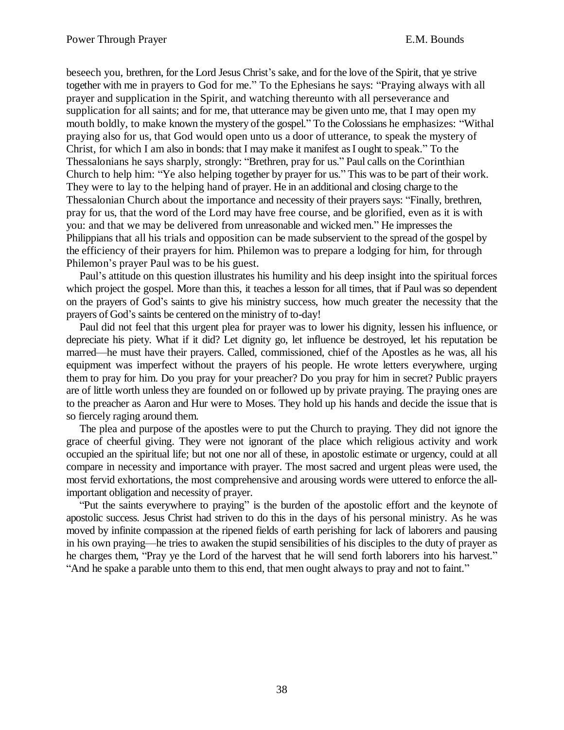beseech you, brethren, for the Lord Jesus Christ's sake, and for the love of the Spirit, that ye strive together with me in prayers to God for me." To the Ephesians he says: "Praying always with all prayer and supplication in the Spirit, and watching thereunto with all perseverance and supplication for all saints; and for me, that utterance may be given unto me, that I may open my mouth boldly, to make known the mystery of the gospel." To the Colossians he emphasizes: "Withal praying also for us, that God would open unto us a door of utterance, to speak the mystery of Christ, for which I am also in bonds: that I may make it manifest as I ought to speak." To the Thessalonians he says sharply, strongly: "Brethren, pray for us." Paul calls on the Corinthian Church to help him: "Ye also helping together by prayer for us." This was to be part of their work. They were to lay to the helping hand of prayer. He in an additional and closing charge to the Thessalonian Church about the importance and necessity of their prayers says: "Finally, brethren, pray for us, that the word of the Lord may have free course, and be glorified, even as it is with you: and that we may be delivered from unreasonable and wicked men." He impresses the Philippians that all his trials and opposition can be made subservient to the spread of the gospel by the efficiency of their prayers for him. Philemon was to prepare a lodging for him, for through Philemon's prayer Paul was to be his guest.

Paul's attitude on this question illustrates his humility and his deep insight into the spiritual forces which project the gospel. More than this, it teaches a lesson for all times, that if Paul was so dependent on the prayers of God's saints to give his ministry success, how much greater the necessity that the prayers of God's saints be centered on the ministry of to-day!

Paul did not feel that this urgent plea for prayer was to lower his dignity, lessen his influence, or depreciate his piety. What if it did? Let dignity go, let influence be destroyed, let his reputation be marred—he must have their prayers. Called, commissioned, chief of the Apostles as he was, all his equipment was imperfect without the prayers of his people. He wrote letters everywhere, urging them to pray for him. Do you pray for your preacher? Do you pray for him in secret? Public prayers are of little worth unless they are founded on or followed up by private praying. The praying ones are to the preacher as Aaron and Hur were to Moses. They hold up his hands and decide the issue that is so fiercely raging around them.

The plea and purpose of the apostles were to put the Church to praying. They did not ignore the grace of cheerful giving. They were not ignorant of the place which religious activity and work occupied an the spiritual life; but not one nor all of these, in apostolic estimate or urgency, could at all compare in necessity and importance with prayer. The most sacred and urgent pleas were used, the most fervid exhortations, the most comprehensive and arousing words were uttered to enforce the all-important obligation and necessity of prayer.

"Put the saints everywhere to praying" is the burden of the apostolic effort and the keynote of apostolic success. Jesus Christ had striven to do this in the days of his personal ministry. As he was moved by infinite compassion at the ripened fields of earth perishing for lack of laborers and pausing in his own praying—he tries to awaken the stupid sensibilities of his disciples to the duty of prayer as he charges them, "Pray ye the Lord of the harvest that he will send forth laborers into his harvest." "And he spake a parable unto them to this end, that men ought always to pray and not to faint."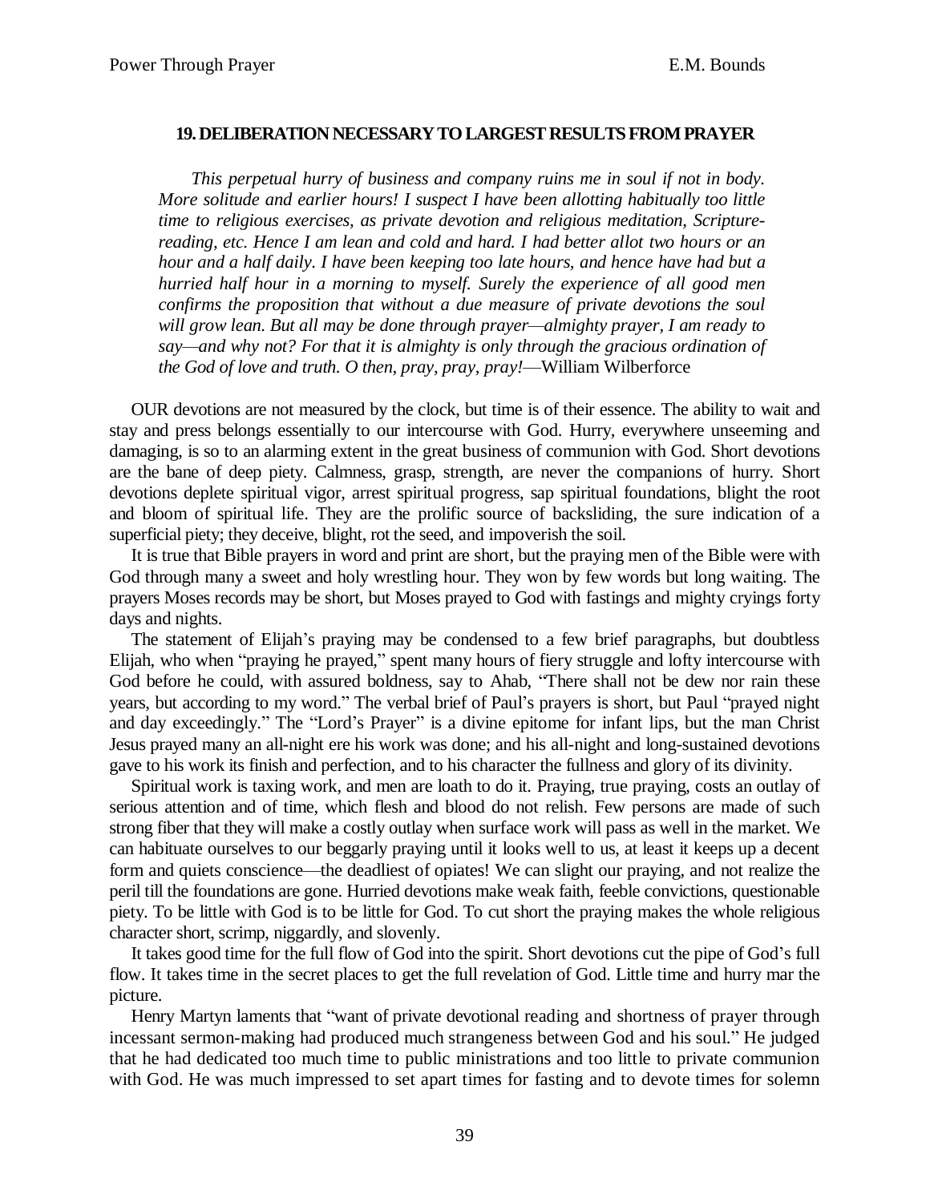## 19. DELIBERATION NECESSARY TO LARGEST RESULTS FROM PRAYER

> *This perpetual hurry of business and company ruins me in soul if not in body. More solitude and earlier hours! I suspect I have been allotting habitually too little time to religious exercises, as private devotion and religious meditation, Scripture-reading, etc. Hence I am lean and cold and hard. I had better allot two hours or an hour and a half daily. I have been keeping too late hours, and hence have had but a hurried half hour in a morning to myself. Surely the experience of all good men confirms the proposition that without a due measure of private devotions the soul will grow lean. But all may be done through prayer—almighty prayer, I am ready to say—and why not? For that it is almighty is only through the gracious ordination of the God of love and truth. O then, pray, pray, pray!*—William Wilberforce

OUR devotions are not measured by the clock, but time is of their essence. The ability to wait and stay and press belongs essentially to our intercourse with God. Hurry, everywhere unseeming and damaging, is so to an alarming extent in the great business of communion with God. Short devotions are the bane of deep piety. Calmness, grasp, strength, are never the companions of hurry. Short devotions deplete spiritual vigor, arrest spiritual progress, sap spiritual foundations, blight the root and bloom of spiritual life. They are the prolific source of backsliding, the sure indication of a superficial piety; they deceive, blight, rot the seed, and impoverish the soil.

It is true that Bible prayers in word and print are short, but the praying men of the Bible were with God through many a sweet and holy wrestling hour. They won by few words but long waiting. The prayers Moses records may be short, but Moses prayed to God with fastings and mighty cryings forty days and nights.

The statement of Elijah's praying may be condensed to a few brief paragraphs, but doubtless Elijah, who when "praying he prayed," spent many hours of fiery struggle and lofty intercourse with God before he could, with assured boldness, say to Ahab, "There shall not be dew nor rain these years, but according to my word." The verbal brief of Paul's prayers is short, but Paul "prayed night and day exceedingly." The "Lord's Prayer" is a divine epitome for infant lips, but the man Christ Jesus prayed many an all-night ere his work was done; and his all-night and long-sustained devotions gave to his work its finish and perfection, and to his character the fullness and glory of its divinity.

Spiritual work is taxing work, and men are loath to do it. Praying, true praying, costs an outlay of serious attention and of time, which flesh and blood do not relish. Few persons are made of such strong fiber that they will make a costly outlay when surface work will pass as well in the market. We can habituate ourselves to our beggarly praying until it looks well to us, at least it keeps up a decent form and quiets conscience—the deadliest of opiates! We can slight our praying, and not realize the peril till the foundations are gone. Hurried devotions make weak faith, feeble convictions, questionable piety. To be little with God is to be little for God. To cut short the praying makes the whole religious character short, scrimp, niggardly, and slovenly.

It takes good time for the full flow of God into the spirit. Short devotions cut the pipe of God's full flow. It takes time in the secret places to get the full revelation of God. Little time and hurry mar the picture.

Henry Martyn laments that "want of private devotional reading and shortness of prayer through incessant sermon-making had produced much strangeness between God and his soul." He judged that he had dedicated too much time to public ministrations and too little to private communion with God. He was much impressed to set apart times for fasting and to devote times for solemn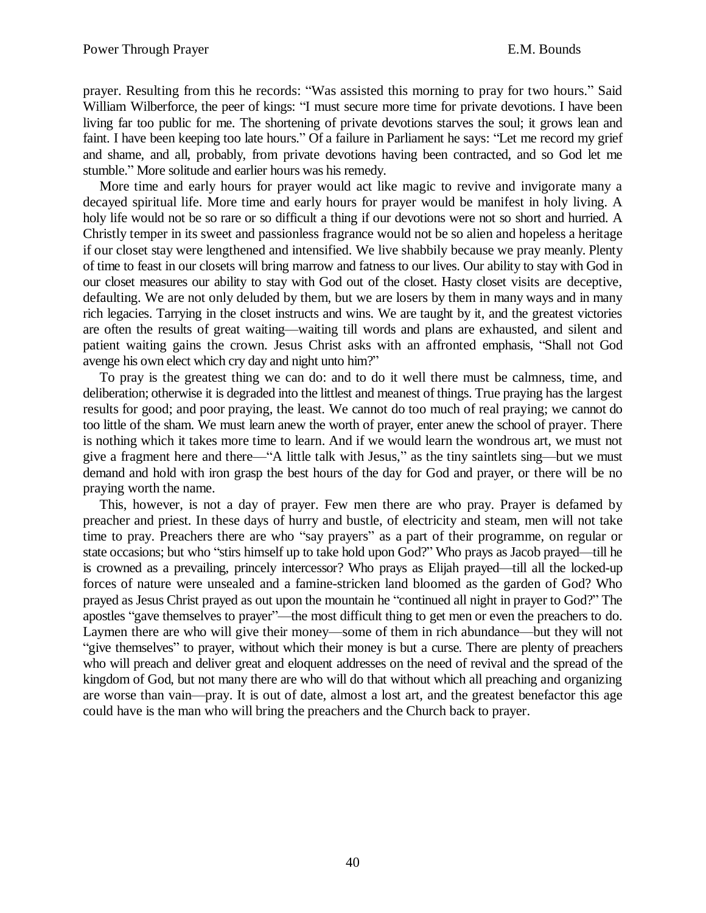prayer. Resulting from this he records: "Was assisted this morning to pray for two hours." Said William Wilberforce, the peer of kings: "I must secure more time for private devotions. I have been living far too public for me. The shortening of private devotions starves the soul; it grows lean and faint. I have been keeping too late hours." Of a failure in Parliament he says: "Let me record my grief and shame, and all, probably, from private devotions having been contracted, and so God let me stumble." More solitude and earlier hours was his remedy.

More time and early hours for prayer would act like magic to revive and invigorate many a decayed spiritual life. More time and early hours for prayer would be manifest in holy living. A holy life would not be so rare or so difficult a thing if our devotions were not so short and hurried. A Christly temper in its sweet and passionless fragrance would not be so alien and hopeless a heritage if our closet stay were lengthened and intensified. We live shabbily because we pray meanly. Plenty of time to feast in our closets will bring marrow and fatness to our lives. Our ability to stay with God in our closet measures our ability to stay with God out of the closet. Hasty closet visits are deceptive, defaulting. We are not only deluded by them, but we are losers by them in many ways and in many rich legacies. Tarrying in the closet instructs and wins. We are taught by it, and the greatest victories are often the results of great waiting—waiting till words and plans are exhausted, and silent and patient waiting gains the crown. Jesus Christ asks with an affronted emphasis, "Shall not God avenge his own elect which cry day and night unto him?"

To pray is the greatest thing we can do: and to do it well there must be calmness, time, and deliberation; otherwise it is degraded into the littlest and meanest of things. True praying has the largest results for good; and poor praying, the least. We cannot do too much of real praying; we cannot do too little of the sham. We must learn anew the worth of prayer, enter anew the school of prayer. There is nothing which it takes more time to learn. And if we would learn the wondrous art, we must not give a fragment here and there—"A little talk with Jesus," as the tiny saintlets sing—but we must demand and hold with iron grasp the best hours of the day for God and prayer, or there will be no praying worth the name.

This, however, is not a day of prayer. Few men there are who pray. Prayer is defamed by preacher and priest. In these days of hurry and bustle, of electricity and steam, men will not take time to pray. Preachers there are who "say prayers" as a part of their programme, on regular or state occasions; but who "stirs himself up to take hold upon God?" Who prays as Jacob prayed—till he is crowned as a prevailing, princely intercessor? Who prays as Elijah prayed—till all the locked-up forces of nature were unsealed and a famine-stricken land bloomed as the garden of God? Who prayed as Jesus Christ prayed as out upon the mountain he "continued all night in prayer to God?" The apostles "gave themselves to prayer"—the most difficult thing to get men or even the preachers to do. Laymen there are who will give their money—some of them in rich abundance—but they will not "give themselves" to prayer, without which their money is but a curse. There are plenty of preachers who will preach and deliver great and eloquent addresses on the need of revival and the spread of the kingdom of God, but not many there are who will do that without which all preaching and organizing are worse than vain—pray. It is out of date, almost a lost art, and the greatest benefactor this age could have is the man who will bring the preachers and the Church back to prayer.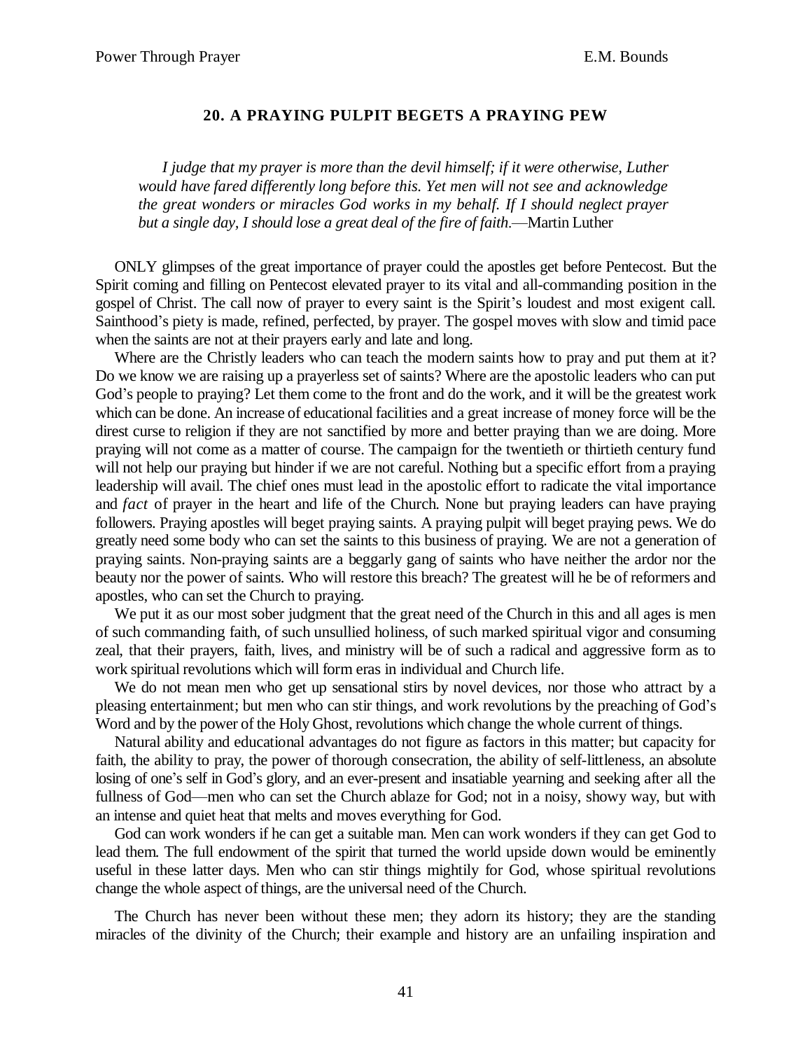## 20. A PRAYING PULPIT BEGETS A PRAYING PEW

> *I judge that my prayer is more than the devil himself; if it were otherwise, Luther would have fared differently long before this. Yet men will not see and acknowledge the great wonders or miracles God works in my behalf. If I should neglect prayer but a single day, I should lose a great deal of the fire of faith.*—Martin Luther

ONLY glimpses of the great importance of prayer could the apostles get before Pentecost. But the Spirit coming and filling on Pentecost elevated prayer to its vital and all-commanding position in the gospel of Christ. The call now of prayer to every saint is the Spirit's loudest and most exigent call. Sainthood's piety is made, refined, perfected, by prayer. The gospel moves with slow and timid pace when the saints are not at their prayers early and late and long.

Where are the Christly leaders who can teach the modern saints how to pray and put them at it? Do we know we are raising up a prayerless set of saints? Where are the apostolic leaders who can put God's people to praying? Let them come to the front and do the work, and it will be the greatest work which can be done. An increase of educational facilities and a great increase of money force will be the direst curse to religion if they are not sanctified by more and better praying than we are doing. More praying will not come as a matter of course. The campaign for the twentieth or thirtieth century fund will not help our praying but hinder if we are not careful. Nothing but a specific effort from a praying leadership will avail. The chief ones must lead in the apostolic effort to radicate the vital importance and *fact* of prayer in the heart and life of the Church. None but praying leaders can have praying followers. Praying apostles will beget praying saints. A praying pulpit will beget praying pews. We do greatly need some body who can set the saints to this business of praying. We are not a generation of praying saints. Non-praying saints are a beggarly gang of saints who have neither the ardor nor the beauty nor the power of saints. Who will restore this breach? The greatest will he be of reformers and apostles, who can set the Church to praying.

We put it as our most sober judgment that the great need of the Church in this and all ages is men of such commanding faith, of such unsullied holiness, of such marked spiritual vigor and consuming zeal, that their prayers, faith, lives, and ministry will be of such a radical and aggressive form as to work spiritual revolutions which will form eras in individual and Church life.

We do not mean men who get up sensational stirs by novel devices, nor those who attract by a pleasing entertainment; but men who can stir things, and work revolutions by the preaching of God's Word and by the power of the Holy Ghost, revolutions which change the whole current of things.

Natural ability and educational advantages do not figure as factors in this matter; but capacity for faith, the ability to pray, the power of thorough consecration, the ability of self-littleness, an absolute losing of one's self in God's glory, and an ever-present and insatiable yearning and seeking after all the fullness of God—men who can set the Church ablaze for God; not in a noisy, showy way, but with an intense and quiet heat that melts and moves everything for God.

God can work wonders if he can get a suitable man. Men can work wonders if they can get God to lead them. The full endowment of the spirit that turned the world upside down would be eminently useful in these latter days. Men who can stir things mightily for God, whose spiritual revolutions change the whole aspect of things, are the universal need of the Church.

The Church has never been without these men; they adorn its history; they are the standing miracles of the divinity of the Church; their example and history are an unfailing inspiration and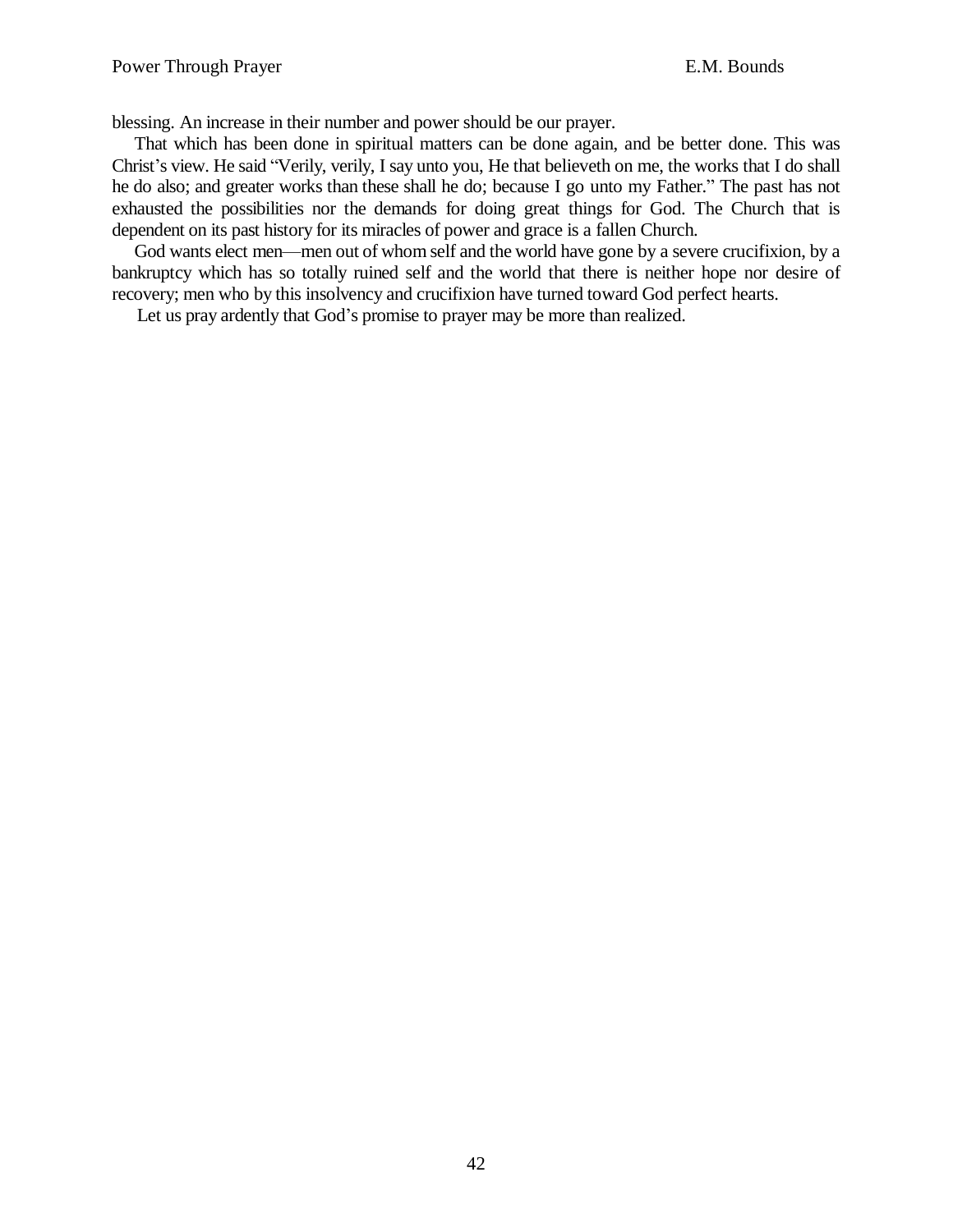blessing. An increase in their number and power should be our prayer.

That which has been done in spiritual matters can be done again, and be better done. This was Christ's view. He said "Verily, verily, I say unto you, He that believeth on me, the works that I do shall he do also; and greater works than these shall he do; because I go unto my Father." The past has not exhausted the possibilities nor the demands for doing great things for God. The Church that is dependent on its past history for its miracles of power and grace is a fallen Church.

God wants elect men—men out of whom self and the world have gone by a severe crucifixion, by a bankruptcy which has so totally ruined self and the world that there is neither hope nor desire of recovery; men who by this insolvency and crucifixion have turned toward God perfect hearts.

Let us pray ardently that God's promise to prayer may be more than realized.